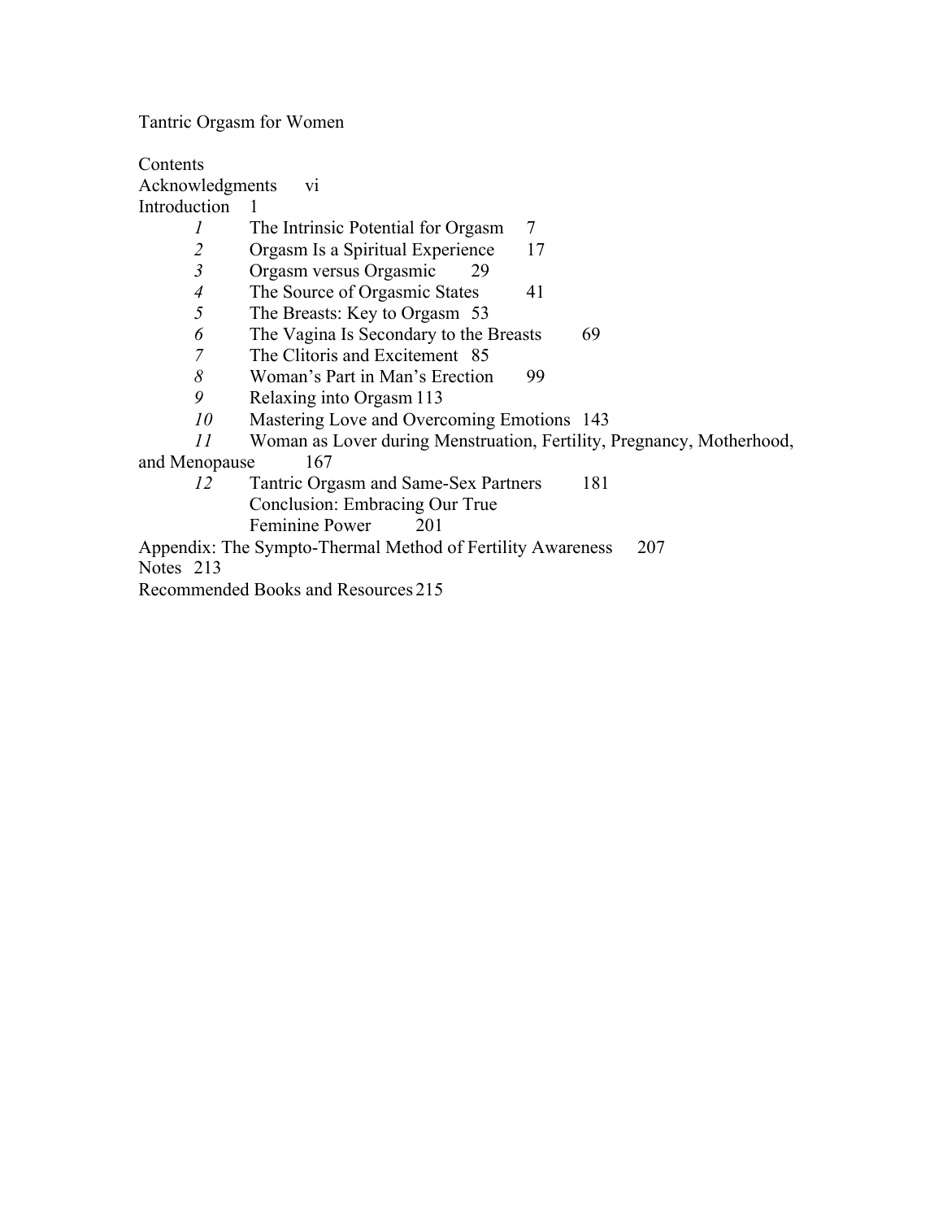# Tantric Orgasm for Women

## Contents

Acknowledgments vi

Introduction 1

*1* The Intrinsic Potential for Orgasm 7

*2* Orgasm Is a Spiritual Experience 17

*3* Orgasm versus Orgasmic 29

*4* The Source of Orgasmic States 41

*5* The Breasts: Key to Orgasm 53

*6* The Vagina Is Secondary to the Breasts 69

*7* The Clitoris and Excitement 85

*8* Woman's Part in Man's Erection 99

*9* Relaxing into Orgasm 113

*10* Mastering Love and Overcoming Emotions 143

*11* Woman as Lover during Menstruation, Fertility, Pregnancy, Motherhood, and Menopause 167

*12* Tantric Orgasm and Same-Sex Partners 181

Conclusion: Embracing Our True Feminine Power 201

Appendix: The Sympto-Thermal Method of Fertility Awareness 207

Notes 213

Recommended Books and Resources 215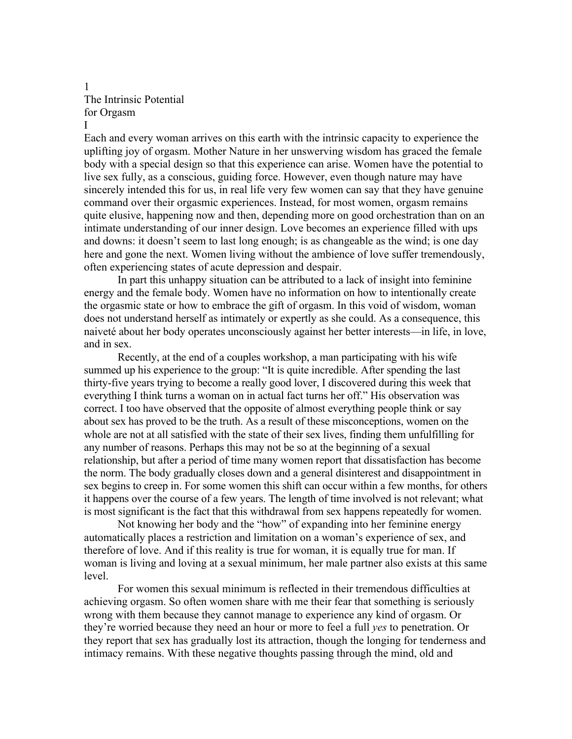# 1

# The Intrinsic Potential for Orgasm

I

Each and every woman arrives on this earth with the intrinsic capacity to experience the uplifting joy of orgasm. Mother Nature in her unswerving wisdom has graced the female body with a special design so that this experience can arise. Women have the potential to live sex fully, as a conscious, guiding force. However, even though nature may have sincerely intended this for us, in real life very few women can say that they have genuine command over their orgasmic experiences. Instead, for most women, orgasm remains quite elusive, happening now and then, depending more on good orchestration than on an intimate understanding of our inner design. Love becomes an experience filled with ups and downs: it doesn't seem to last long enough; is as changeable as the wind; is one day here and gone the next. Women living without the ambience of love suffer tremendously, often experiencing states of acute depression and despair.

In part this unhappy situation can be attributed to a lack of insight into feminine energy and the female body. Women have no information on how to intentionally create the orgasmic state or how to embrace the gift of orgasm. In this void of wisdom, woman does not understand herself as intimately or expertly as she could. As a consequence, this naiveté about her body operates unconsciously against her better interests—in life, in love, and in sex.

Recently, at the end of a couples workshop, a man participating with his wife summed up his experience to the group: "It is quite incredible. After spending the last thirty-five years trying to become a really good lover, I discovered during this week that everything I think turns a woman on in actual fact turns her off." His observation was correct. I too have observed that the opposite of almost everything people think or say about sex has proved to be the truth. As a result of these misconceptions, women on the whole are not at all satisfied with the state of their sex lives, finding them unfulfilling for any number of reasons. Perhaps this may not be so at the beginning of a sexual relationship, but after a period of time many women report that dissatisfaction has become the norm. The body gradually closes down and a general disinterest and disappointment in sex begins to creep in. For some women this shift can occur within a few months, for others it happens over the course of a few years. The length of time involved is not relevant; what is most significant is the fact that this withdrawal from sex happens repeatedly for women.

Not knowing her body and the "how" of expanding into her feminine energy automatically places a restriction and limitation on a woman's experience of sex, and therefore of love. And if this reality is true for woman, it is equally true for man. If woman is living and loving at a sexual minimum, her male partner also exists at this same level.

For women this sexual minimum is reflected in their tremendous difficulties at achieving orgasm. So often women share with me their fear that something is seriously wrong with them because they cannot manage to experience any kind of orgasm. Or they're worried because they need an hour or more to feel a full *yes* to penetration. Or they report that sex has gradually lost its attraction, though the longing for tenderness and intimacy remains. With these negative thoughts passing through the mind, old and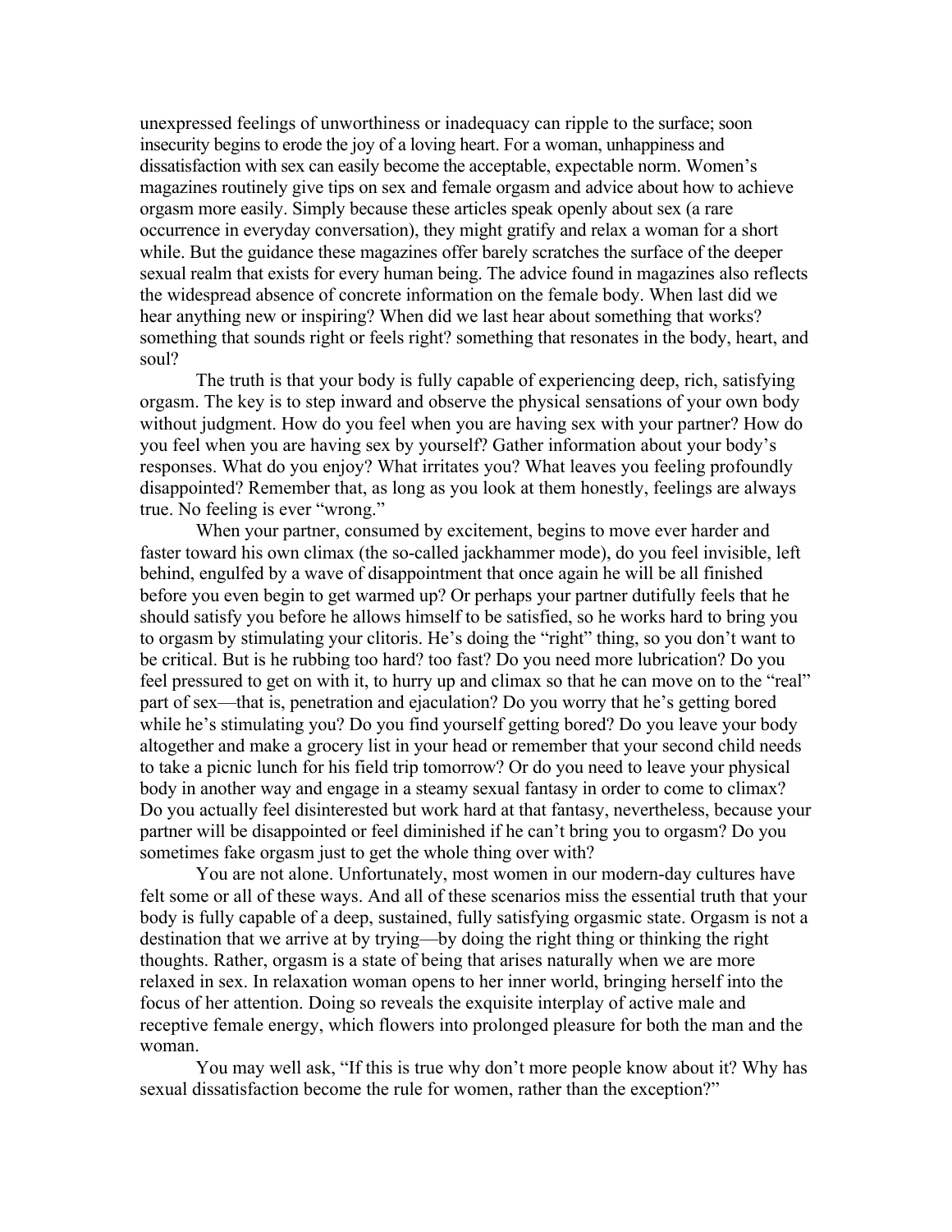unexpressed feelings of unworthiness or inadequacy can ripple to the surface; soon insecurity begins to erode the joy of a loving heart. For a woman, unhappiness and dissatisfaction with sex can easily become the acceptable, expectable norm. Women's magazines routinely give tips on sex and female orgasm and advice about how to achieve orgasm more easily. Simply because these articles speak openly about sex (a rare occurrence in everyday conversation), they might gratify and relax a woman for a short while. But the guidance these magazines offer barely scratches the surface of the deeper sexual realm that exists for every human being. The advice found in magazines also reflects the widespread absence of concrete information on the female body. When last did we hear anything new or inspiring? When did we last hear about something that works? something that sounds right or feels right? something that resonates in the body, heart, and soul?

The truth is that your body is fully capable of experiencing deep, rich, satisfying orgasm. The key is to step inward and observe the physical sensations of your own body without judgment. How do you feel when you are having sex with your partner? How do you feel when you are having sex by yourself? Gather information about your body's responses. What do you enjoy? What irritates you? What leaves you feeling profoundly disappointed? Remember that, as long as you look at them honestly, feelings are always true. No feeling is ever "wrong."

When your partner, consumed by excitement, begins to move ever harder and faster toward his own climax (the so-called jackhammer mode), do you feel invisible, left behind, engulfed by a wave of disappointment that once again he will be all finished before you even begin to get warmed up? Or perhaps your partner dutifully feels that he should satisfy you before he allows himself to be satisfied, so he works hard to bring you to orgasm by stimulating your clitoris. He's doing the "right" thing, so you don't want to be critical. But is he rubbing too hard? too fast? Do you need more lubrication? Do you feel pressured to get on with it, to hurry up and climax so that he can move on to the "real" part of sex—that is, penetration and ejaculation? Do you worry that he's getting bored while he's stimulating you? Do you find yourself getting bored? Do you leave your body altogether and make a grocery list in your head or remember that your second child needs to take a picnic lunch for his field trip tomorrow? Or do you need to leave your physical body in another way and engage in a steamy sexual fantasy in order to come to climax? Do you actually feel disinterested but work hard at that fantasy, nevertheless, because your partner will be disappointed or feel diminished if he can't bring you to orgasm? Do you sometimes fake orgasm just to get the whole thing over with?

You are not alone. Unfortunately, most women in our modern-day cultures have felt some or all of these ways. And all of these scenarios miss the essential truth that your body is fully capable of a deep, sustained, fully satisfying orgasmic state. Orgasm is not a destination that we arrive at by trying—by doing the right thing or thinking the right thoughts. Rather, orgasm is a state of being that arises naturally when we are more relaxed in sex. In relaxation woman opens to her inner world, bringing herself into the focus of her attention. Doing so reveals the exquisite interplay of active male and receptive female energy, which flowers into prolonged pleasure for both the man and the woman.

You may well ask, "If this is true why don't more people know about it? Why has sexual dissatisfaction become the rule for women, rather than the exception?"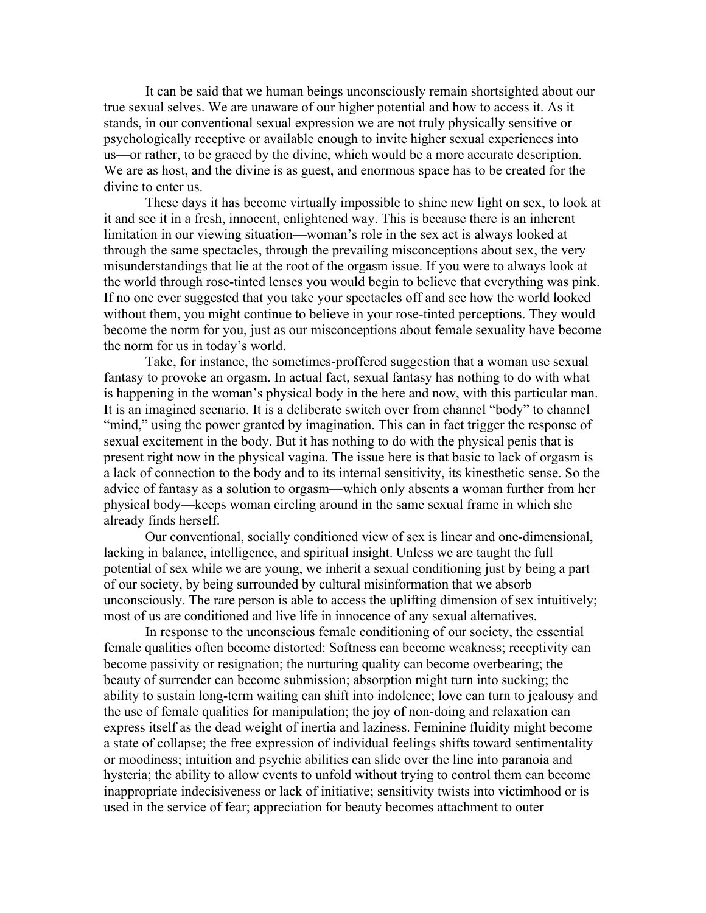It can be said that we human beings unconsciously remain shortsighted about our true sexual selves. We are unaware of our higher potential and how to access it. As it stands, in our conventional sexual expression we are not truly physically sensitive or psychologically receptive or available enough to invite higher sexual experiences into us—or rather, to be graced by the divine, which would be a more accurate description. We are as host, and the divine is as guest, and enormous space has to be created for the divine to enter us.

These days it has become virtually impossible to shine new light on sex, to look at it and see it in a fresh, innocent, enlightened way. This is because there is an inherent limitation in our viewing situation—woman's role in the sex act is always looked at through the same spectacles, through the prevailing misconceptions about sex, the very misunderstandings that lie at the root of the orgasm issue. If you were to always look at the world through rose-tinted lenses you would begin to believe that everything was pink. If no one ever suggested that you take your spectacles off and see how the world looked without them, you might continue to believe in your rose-tinted perceptions. They would become the norm for you, just as our misconceptions about female sexuality have become the norm for us in today's world.

Take, for instance, the sometimes-proffered suggestion that a woman use sexual fantasy to provoke an orgasm. In actual fact, sexual fantasy has nothing to do with what is happening in the woman's physical body in the here and now, with this particular man. It is an imagined scenario. It is a deliberate switch over from channel "body" to channel "mind," using the power granted by imagination. This can in fact trigger the response of sexual excitement in the body. But it has nothing to do with the physical penis that is present right now in the physical vagina. The issue here is that basic to lack of orgasm is a lack of connection to the body and to its internal sensitivity, its kinesthetic sense. So the advice of fantasy as a solution to orgasm—which only absents a woman further from her physical body—keeps woman circling around in the same sexual frame in which she already finds herself.

Our conventional, socially conditioned view of sex is linear and one-dimensional, lacking in balance, intelligence, and spiritual insight. Unless we are taught the full potential of sex while we are young, we inherit a sexual conditioning just by being a part of our society, by being surrounded by cultural misinformation that we absorb unconsciously. The rare person is able to access the uplifting dimension of sex intuitively; most of us are conditioned and live life in innocence of any sexual alternatives.

In response to the unconscious female conditioning of our society, the essential female qualities often become distorted: Softness can become weakness; receptivity can become passivity or resignation; the nurturing quality can become overbearing; the beauty of surrender can become submission; absorption might turn into sucking; the ability to sustain long-term waiting can shift into indolence; love can turn to jealousy and the use of female qualities for manipulation; the joy of non-doing and relaxation can express itself as the dead weight of inertia and laziness. Feminine fluidity might become a state of collapse; the free expression of individual feelings shifts toward sentimentality or moodiness; intuition and psychic abilities can slide over the line into paranoia and hysteria; the ability to allow events to unfold without trying to control them can become inappropriate indecisiveness or lack of initiative; sensitivity twists into victimhood or is used in the service of fear; appreciation for beauty becomes attachment to outer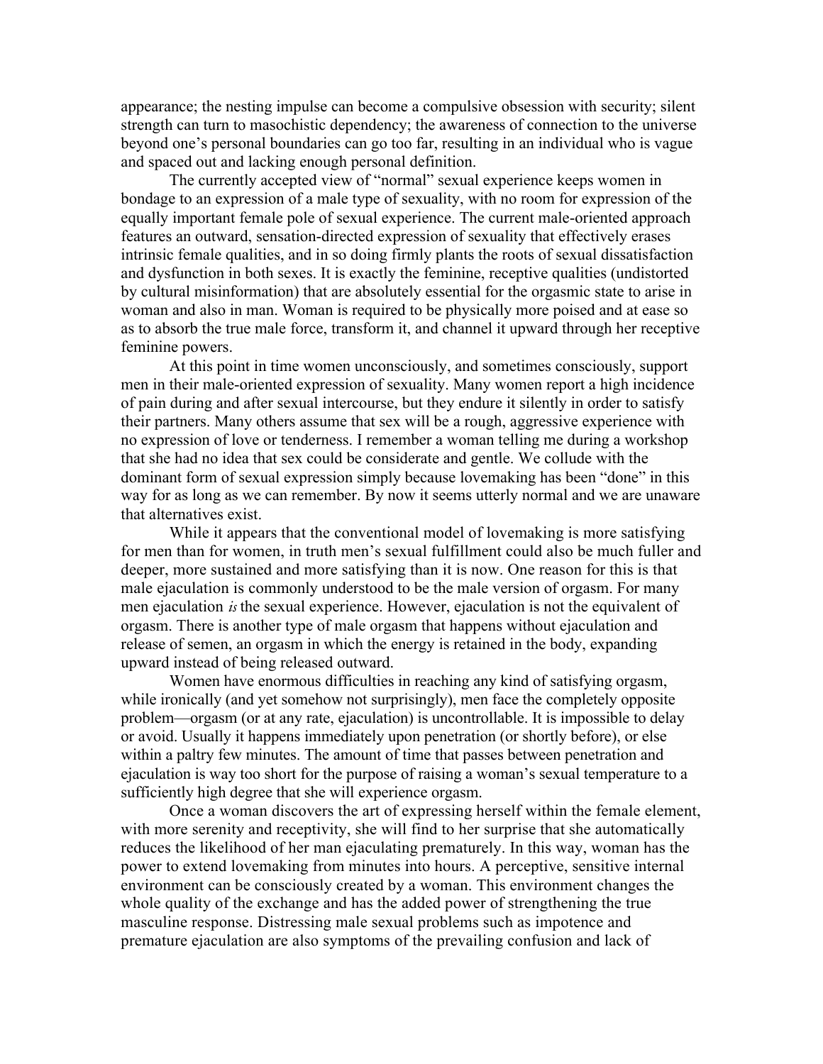appearance; the nesting impulse can become a compulsive obsession with security; silent strength can turn to masochistic dependency; the awareness of connection to the universe beyond one's personal boundaries can go too far, resulting in an individual who is vague and spaced out and lacking enough personal definition.

The currently accepted view of "normal" sexual experience keeps women in bondage to an expression of a male type of sexuality, with no room for expression of the equally important female pole of sexual experience. The current male-oriented approach features an outward, sensation-directed expression of sexuality that effectively erases intrinsic female qualities, and in so doing firmly plants the roots of sexual dissatisfaction and dysfunction in both sexes. It is exactly the feminine, receptive qualities (undistorted by cultural misinformation) that are absolutely essential for the orgasmic state to arise in woman and also in man. Woman is required to be physically more poised and at ease so as to absorb the true male force, transform it, and channel it upward through her receptive feminine powers.

At this point in time women unconsciously, and sometimes consciously, support men in their male-oriented expression of sexuality. Many women report a high incidence of pain during and after sexual intercourse, but they endure it silently in order to satisfy their partners. Many others assume that sex will be a rough, aggressive experience with no expression of love or tenderness. I remember a woman telling me during a workshop that she had no idea that sex could be considerate and gentle. We collude with the dominant form of sexual expression simply because lovemaking has been "done" in this way for as long as we can remember. By now it seems utterly normal and we are unaware that alternatives exist.

While it appears that the conventional model of lovemaking is more satisfying for men than for women, in truth men's sexual fulfillment could also be much fuller and deeper, more sustained and more satisfying than it is now. One reason for this is that male ejaculation is commonly understood to be the male version of orgasm. For many men ejaculation *is* the sexual experience. However, ejaculation is not the equivalent of orgasm. There is another type of male orgasm that happens without ejaculation and release of semen, an orgasm in which the energy is retained in the body, expanding upward instead of being released outward.

Women have enormous difficulties in reaching any kind of satisfying orgasm, while ironically (and yet somehow not surprisingly), men face the completely opposite problem—orgasm (or at any rate, ejaculation) is uncontrollable. It is impossible to delay or avoid. Usually it happens immediately upon penetration (or shortly before), or else within a paltry few minutes. The amount of time that passes between penetration and ejaculation is way too short for the purpose of raising a woman's sexual temperature to a sufficiently high degree that she will experience orgasm.

Once a woman discovers the art of expressing herself within the female element, with more serenity and receptivity, she will find to her surprise that she automatically reduces the likelihood of her man ejaculating prematurely. In this way, woman has the power to extend lovemaking from minutes into hours. A perceptive, sensitive internal environment can be consciously created by a woman. This environment changes the whole quality of the exchange and has the added power of strengthening the true masculine response. Distressing male sexual problems such as impotence and premature ejaculation are also symptoms of the prevailing confusion and lack of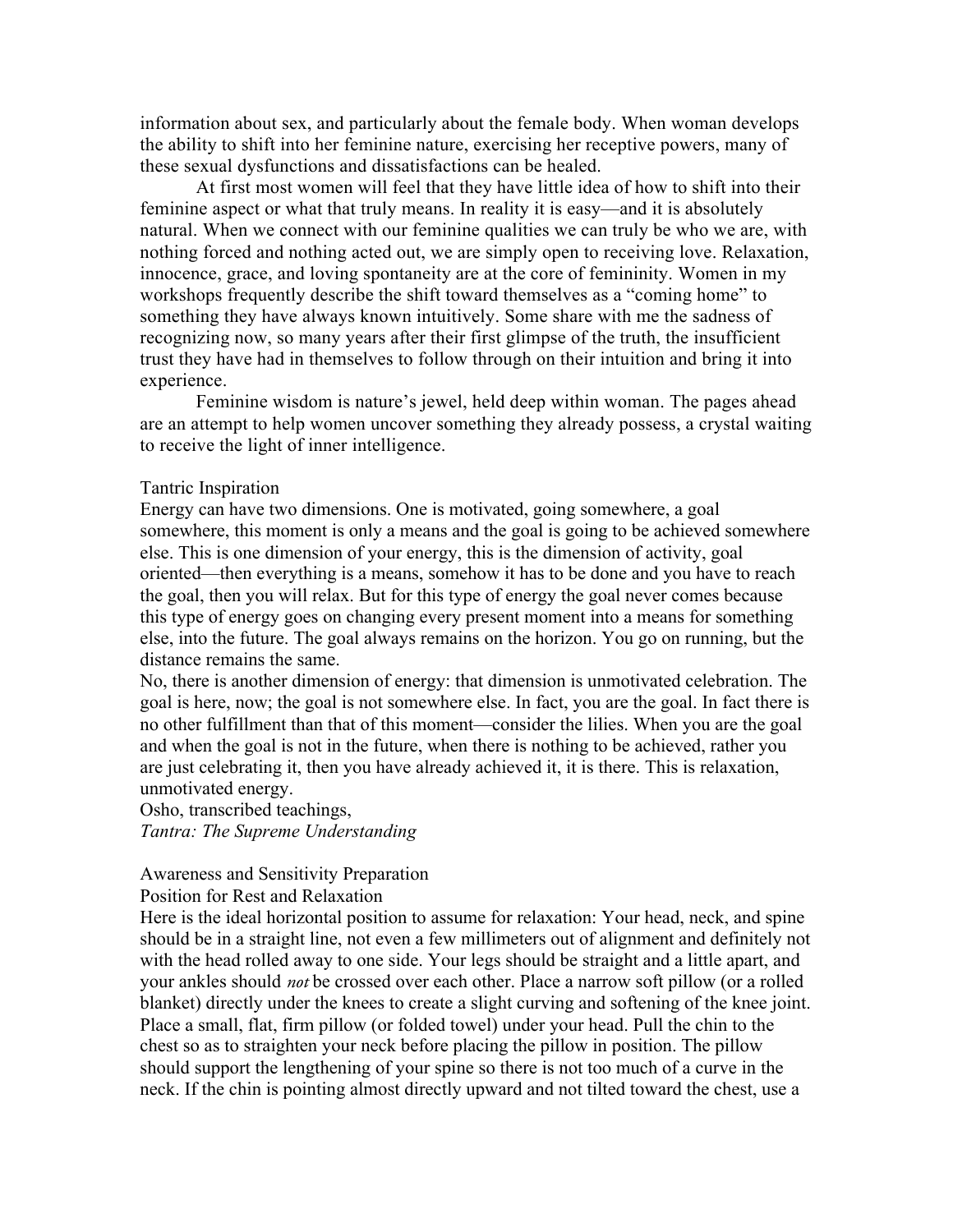information about sex, and particularly about the female body. When woman develops the ability to shift into her feminine nature, exercising her receptive powers, many of these sexual dysfunctions and dissatisfactions can be healed.

At first most women will feel that they have little idea of how to shift into their feminine aspect or what that truly means. In reality it is easy—and it is absolutely natural. When we connect with our feminine qualities we can truly be who we are, with nothing forced and nothing acted out, we are simply open to receiving love. Relaxation, innocence, grace, and loving spontaneity are at the core of femininity. Women in my workshops frequently describe the shift toward themselves as a "coming home" to something they have always known intuitively. Some share with me the sadness of recognizing now, so many years after their first glimpse of the truth, the insufficient trust they have had in themselves to follow through on their intuition and bring it into experience.

Feminine wisdom is nature's jewel, held deep within woman. The pages ahead are an attempt to help women uncover something they already possess, a crystal waiting to receive the light of inner intelligence.

## Tantric Inspiration

Energy can have two dimensions. One is motivated, going somewhere, a goal somewhere, this moment is only a means and the goal is going to be achieved somewhere else. This is one dimension of your energy, this is the dimension of activity, goal oriented—then everything is a means, somehow it has to be done and you have to reach the goal, then you will relax. But for this type of energy the goal never comes because this type of energy goes on changing every present moment into a means for something else, into the future. The goal always remains on the horizon. You go on running, but the distance remains the same.

No, there is another dimension of energy: that dimension is unmotivated celebration. The goal is here, now; the goal is not somewhere else. In fact, you are the goal. In fact there is no other fulfillment than that of this moment—consider the lilies. When you are the goal and when the goal is not in the future, when there is nothing to be achieved, rather you are just celebrating it, then you have already achieved it, it is there. This is relaxation, unmotivated energy.

Osho, transcribed teachings,
*Tantra: The Supreme Understanding*

## Awareness and Sensitivity Preparation

### Position for Rest and Relaxation

Here is the ideal horizontal position to assume for relaxation: Your head, neck, and spine should be in a straight line, not even a few millimeters out of alignment and definitely not with the head rolled away to one side. Your legs should be straight and a little apart, and your ankles should *not* be crossed over each other. Place a narrow soft pillow (or a rolled blanket) directly under the knees to create a slight curving and softening of the knee joint. Place a small, flat, firm pillow (or folded towel) under your head. Pull the chin to the chest so as to straighten your neck before placing the pillow in position. The pillow should support the lengthening of your spine so there is not too much of a curve in the neck. If the chin is pointing almost directly upward and not tilted toward the chest, use a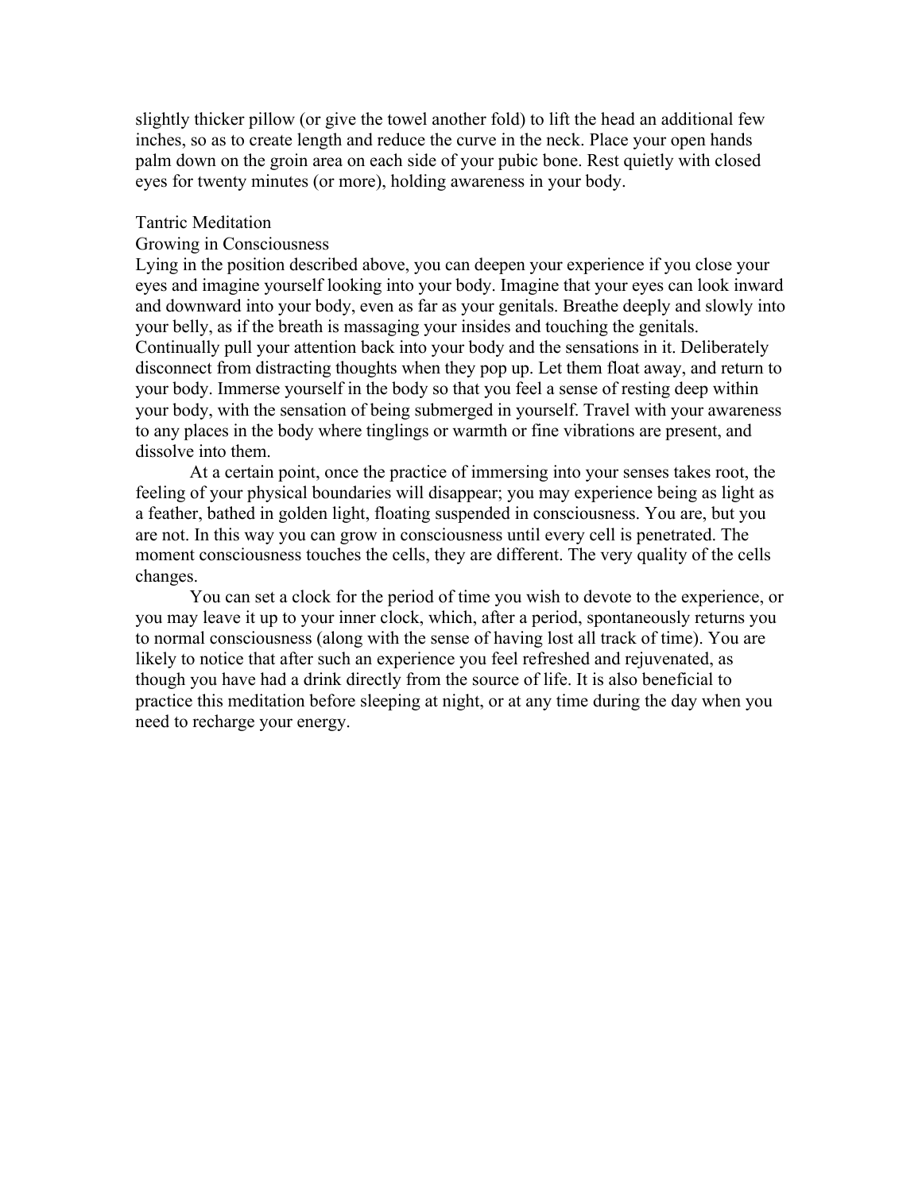slightly thicker pillow (or give the towel another fold) to lift the head an additional few inches, so as to create length and reduce the curve in the neck. Place your open hands palm down on the groin area on each side of your pubic bone. Rest quietly with closed eyes for twenty minutes (or more), holding awareness in your body.

## Tantric Meditation

### Growing in Consciousness

Lying in the position described above, you can deepen your experience if you close your eyes and imagine yourself looking into your body. Imagine that your eyes can look inward and downward into your body, even as far as your genitals. Breathe deeply and slowly into your belly, as if the breath is massaging your insides and touching the genitals. Continually pull your attention back into your body and the sensations in it. Deliberately disconnect from distracting thoughts when they pop up. Let them float away, and return to your body. Immerse yourself in the body so that you feel a sense of resting deep within your body, with the sensation of being submerged in yourself. Travel with your awareness to any places in the body where tinglings or warmth or fine vibrations are present, and dissolve into them.

At a certain point, once the practice of immersing into your senses takes root, the feeling of your physical boundaries will disappear; you may experience being as light as a feather, bathed in golden light, floating suspended in consciousness. You are, but you are not. In this way you can grow in consciousness until every cell is penetrated. The moment consciousness touches the cells, they are different. The very quality of the cells changes.

You can set a clock for the period of time you wish to devote to the experience, or you may leave it up to your inner clock, which, after a period, spontaneously returns you to normal consciousness (along with the sense of having lost all track of time). You are likely to notice that after such an experience you feel refreshed and rejuvenated, as though you have had a drink directly from the source of life. It is also beneficial to practice this meditation before sleeping at night, or at any time during the day when you need to recharge your energy.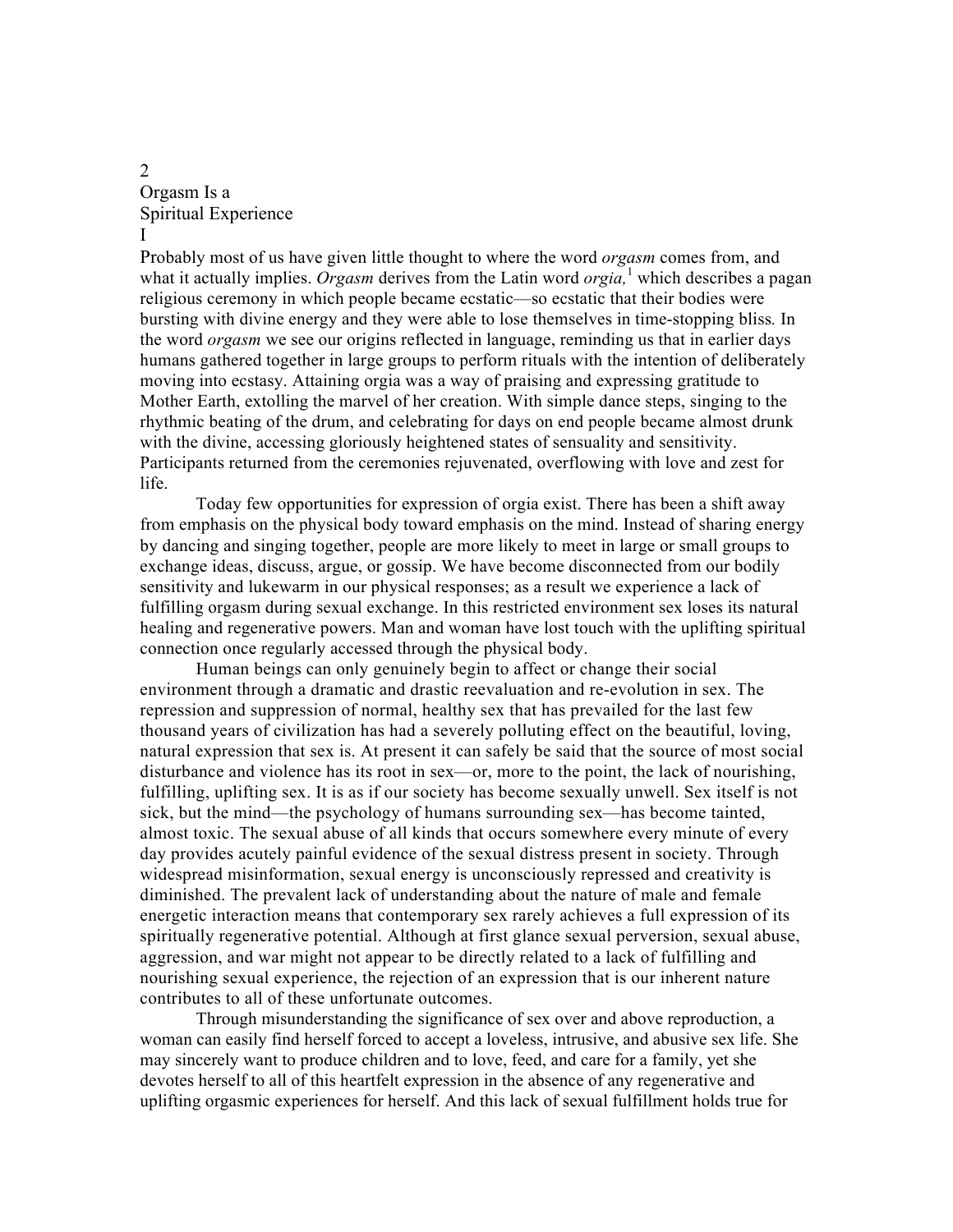# 2
# Orgasm Is a Spiritual Experience

## I

Probably most of us have given little thought to where the word *orgasm* comes from, and what it actually implies. *Orgasm* derives from the Latin word *orgia,*[1] which describes a pagan religious ceremony in which people became ecstatic—so ecstatic that their bodies were bursting with divine energy and they were able to lose themselves in time-stopping bliss*.* In the word *orgasm* we see our origins reflected in language, reminding us that in earlier days humans gathered together in large groups to perform rituals with the intention of deliberately moving into ecstasy. Attaining orgia was a way of praising and expressing gratitude to Mother Earth, extolling the marvel of her creation. With simple dance steps, singing to the rhythmic beating of the drum, and celebrating for days on end people became almost drunk with the divine, accessing gloriously heightened states of sensuality and sensitivity. Participants returned from the ceremonies rejuvenated, overflowing with love and zest for life.

Today few opportunities for expression of orgia exist. There has been a shift away from emphasis on the physical body toward emphasis on the mind. Instead of sharing energy by dancing and singing together, people are more likely to meet in large or small groups to exchange ideas, discuss, argue, or gossip. We have become disconnected from our bodily sensitivity and lukewarm in our physical responses; as a result we experience a lack of fulfilling orgasm during sexual exchange. In this restricted environment sex loses its natural healing and regenerative powers. Man and woman have lost touch with the uplifting spiritual connection once regularly accessed through the physical body.

Human beings can only genuinely begin to affect or change their social environment through a dramatic and drastic reevaluation and re-evolution in sex. The repression and suppression of normal, healthy sex that has prevailed for the last few thousand years of civilization has had a severely polluting effect on the beautiful, loving, natural expression that sex is. At present it can safely be said that the source of most social disturbance and violence has its root in sex—or, more to the point, the lack of nourishing, fulfilling, uplifting sex. It is as if our society has become sexually unwell. Sex itself is not sick, but the mind—the psychology of humans surrounding sex—has become tainted, almost toxic. The sexual abuse of all kinds that occurs somewhere every minute of every day provides acutely painful evidence of the sexual distress present in society. Through widespread misinformation, sexual energy is unconsciously repressed and creativity is diminished. The prevalent lack of understanding about the nature of male and female energetic interaction means that contemporary sex rarely achieves a full expression of its spiritually regenerative potential. Although at first glance sexual perversion, sexual abuse, aggression, and war might not appear to be directly related to a lack of fulfilling and nourishing sexual experience, the rejection of an expression that is our inherent nature contributes to all of these unfortunate outcomes.

Through misunderstanding the significance of sex over and above reproduction, a woman can easily find herself forced to accept a loveless, intrusive, and abusive sex life. She may sincerely want to produce children and to love, feed, and care for a family, yet she devotes herself to all of this heartfelt expression in the absence of any regenerative and uplifting orgasmic experiences for herself. And this lack of sexual fulfillment holds true for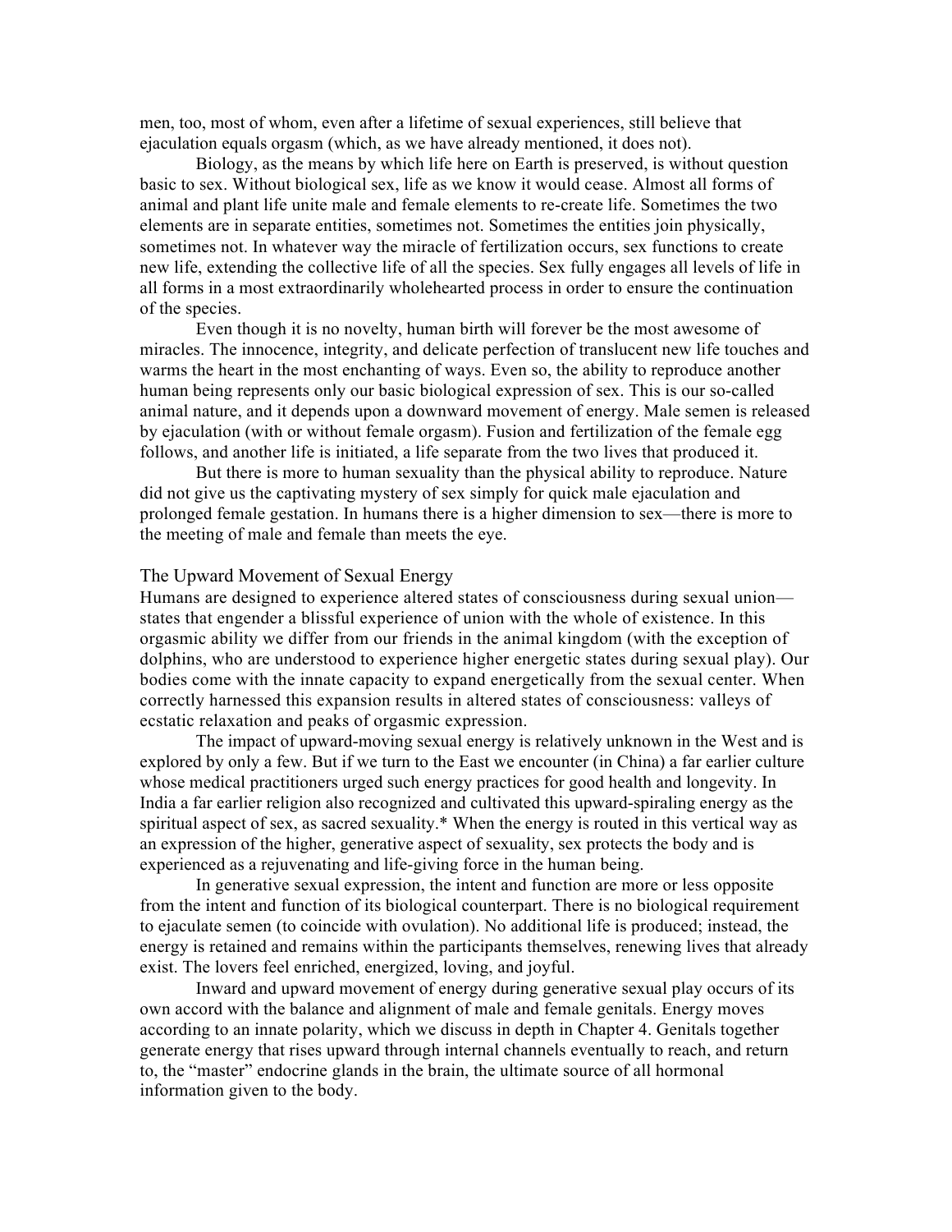men, too, most of whom, even after a lifetime of sexual experiences, still believe that ejaculation equals orgasm (which, as we have already mentioned, it does not).

Biology, as the means by which life here on Earth is preserved, is without question basic to sex. Without biological sex, life as we know it would cease. Almost all forms of animal and plant life unite male and female elements to re-create life. Sometimes the two elements are in separate entities, sometimes not. Sometimes the entities join physically, sometimes not. In whatever way the miracle of fertilization occurs, sex functions to create new life, extending the collective life of all the species. Sex fully engages all levels of life in all forms in a most extraordinarily wholehearted process in order to ensure the continuation of the species.

Even though it is no novelty, human birth will forever be the most awesome of miracles. The innocence, integrity, and delicate perfection of translucent new life touches and warms the heart in the most enchanting of ways. Even so, the ability to reproduce another human being represents only our basic biological expression of sex. This is our so-called animal nature, and it depends upon a downward movement of energy. Male semen is released by ejaculation (with or without female orgasm). Fusion and fertilization of the female egg follows, and another life is initiated, a life separate from the two lives that produced it.

But there is more to human sexuality than the physical ability to reproduce. Nature did not give us the captivating mystery of sex simply for quick male ejaculation and prolonged female gestation. In humans there is a higher dimension to sex—there is more to the meeting of male and female than meets the eye.

## The Upward Movement of Sexual Energy

Humans are designed to experience altered states of consciousness during sexual union—states that engender a blissful experience of union with the whole of existence. In this orgasmic ability we differ from our friends in the animal kingdom (with the exception of dolphins, who are understood to experience higher energetic states during sexual play). Our bodies come with the innate capacity to expand energetically from the sexual center. When correctly harnessed this expansion results in altered states of consciousness: valleys of ecstatic relaxation and peaks of orgasmic expression.

The impact of upward-moving sexual energy is relatively unknown in the West and is explored by only a few. But if we turn to the East we encounter (in China) a far earlier culture whose medical practitioners urged such energy practices for good health and longevity. In India a far earlier religion also recognized and cultivated this upward-spiraling energy as the spiritual aspect of sex, as sacred sexuality.* When the energy is routed in this vertical way as an expression of the higher, generative aspect of sexuality, sex protects the body and is experienced as a rejuvenating and life-giving force in the human being.

In generative sexual expression, the intent and function are more or less opposite from the intent and function of its biological counterpart. There is no biological requirement to ejaculate semen (to coincide with ovulation). No additional life is produced; instead, the energy is retained and remains within the participants themselves, renewing lives that already exist. The lovers feel enriched, energized, loving, and joyful.

Inward and upward movement of energy during generative sexual play occurs of its own accord with the balance and alignment of male and female genitals. Energy moves according to an innate polarity, which we discuss in depth in Chapter 4. Genitals together generate energy that rises upward through internal channels eventually to reach, and return to, the "master" endocrine glands in the brain, the ultimate source of all hormonal information given to the body.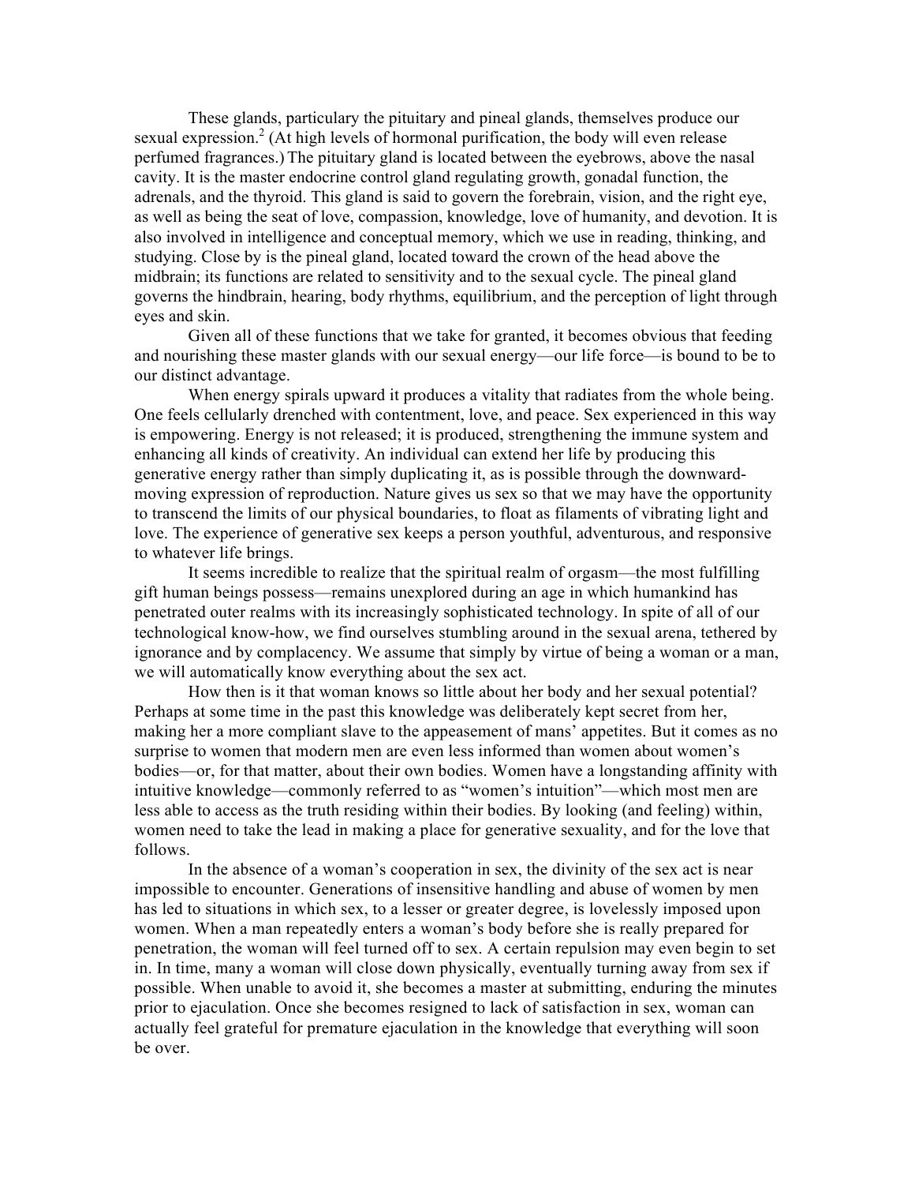These glands, particulary the pituitary and pineal glands, themselves produce our sexual expression.[2] (At high levels of hormonal purification, the body will even release perfumed fragrances.) The pituitary gland is located between the eyebrows, above the nasal cavity. It is the master endocrine control gland regulating growth, gonadal function, the adrenals, and the thyroid. This gland is said to govern the forebrain, vision, and the right eye, as well as being the seat of love, compassion, knowledge, love of humanity, and devotion. It is also involved in intelligence and conceptual memory, which we use in reading, thinking, and studying. Close by is the pineal gland, located toward the crown of the head above the midbrain; its functions are related to sensitivity and to the sexual cycle. The pineal gland governs the hindbrain, hearing, body rhythms, equilibrium, and the perception of light through eyes and skin.

Given all of these functions that we take for granted, it becomes obvious that feeding and nourishing these master glands with our sexual energy—our life force—is bound to be to our distinct advantage.

When energy spirals upward it produces a vitality that radiates from the whole being. One feels cellularly drenched with contentment, love, and peace. Sex experienced in this way is empowering. Energy is not released; it is produced, strengthening the immune system and enhancing all kinds of creativity. An individual can extend her life by producing this generative energy rather than simply duplicating it, as is possible through the downward-moving expression of reproduction. Nature gives us sex so that we may have the opportunity to transcend the limits of our physical boundaries, to float as filaments of vibrating light and love. The experience of generative sex keeps a person youthful, adventurous, and responsive to whatever life brings.

It seems incredible to realize that the spiritual realm of orgasm—the most fulfilling gift human beings possess—remains unexplored during an age in which humankind has penetrated outer realms with its increasingly sophisticated technology. In spite of all of our technological know-how, we find ourselves stumbling around in the sexual arena, tethered by ignorance and by complacency. We assume that simply by virtue of being a woman or a man, we will automatically know everything about the sex act.

How then is it that woman knows so little about her body and her sexual potential? Perhaps at some time in the past this knowledge was deliberately kept secret from her, making her a more compliant slave to the appeasement of mans' appetites. But it comes as no surprise to women that modern men are even less informed than women about women's bodies—or, for that matter, about their own bodies. Women have a longstanding affinity with intuitive knowledge—commonly referred to as "women's intuition"—which most men are less able to access as the truth residing within their bodies. By looking (and feeling) within, women need to take the lead in making a place for generative sexuality, and for the love that follows.

In the absence of a woman's cooperation in sex, the divinity of the sex act is near impossible to encounter. Generations of insensitive handling and abuse of women by men has led to situations in which sex, to a lesser or greater degree, is lovelessly imposed upon women. When a man repeatedly enters a woman's body before she is really prepared for penetration, the woman will feel turned off to sex. A certain repulsion may even begin to set in. In time, many a woman will close down physically, eventually turning away from sex if possible. When unable to avoid it, she becomes a master at submitting, enduring the minutes prior to ejaculation. Once she becomes resigned to lack of satisfaction in sex, woman can actually feel grateful for premature ejaculation in the knowledge that everything will soon be over.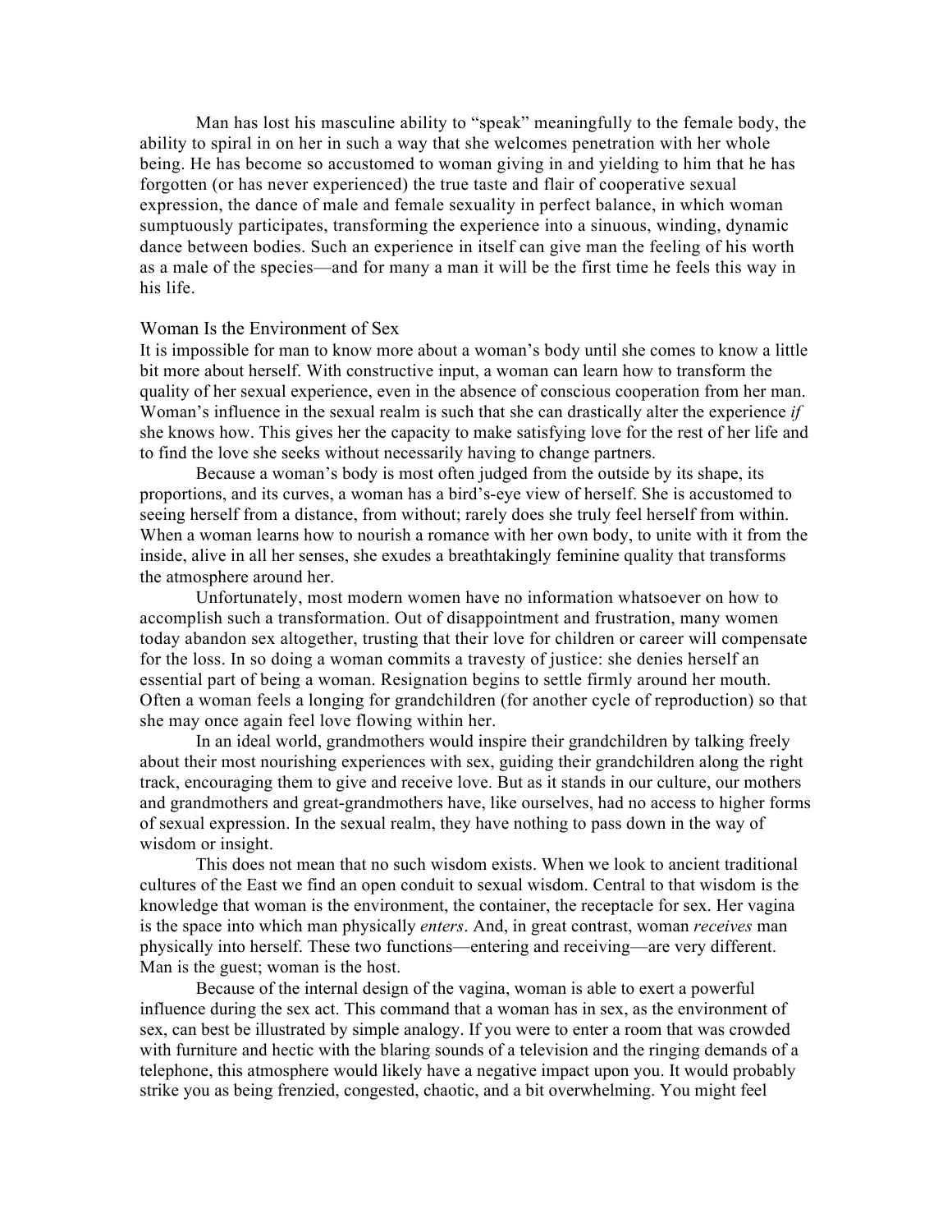Man has lost his masculine ability to "speak" meaningfully to the female body, the ability to spiral in on her in such a way that she welcomes penetration with her whole being. He has become so accustomed to woman giving in and yielding to him that he has forgotten (or has never experienced) the true taste and flair of cooperative sexual expression, the dance of male and female sexuality in perfect balance, in which woman sumptuously participates, transforming the experience into a sinuous, winding, dynamic dance between bodies. Such an experience in itself can give man the feeling of his worth as a male of the species—and for many a man it will be the first time he feels this way in his life.

## Woman Is the Environment of Sex

It is impossible for man to know more about a woman's body until she comes to know a little bit more about herself. With constructive input, a woman can learn how to transform the quality of her sexual experience, even in the absence of conscious cooperation from her man. Woman's influence in the sexual realm is such that she can drastically alter the experience *if* she knows how. This gives her the capacity to make satisfying love for the rest of her life and to find the love she seeks without necessarily having to change partners.

Because a woman's body is most often judged from the outside by its shape, its proportions, and its curves, a woman has a bird's-eye view of herself. She is accustomed to seeing herself from a distance, from without; rarely does she truly feel herself from within. When a woman learns how to nourish a romance with her own body, to unite with it from the inside, alive in all her senses, she exudes a breathtakingly feminine quality that transforms the atmosphere around her.

Unfortunately, most modern women have no information whatsoever on how to accomplish such a transformation. Out of disappointment and frustration, many women today abandon sex altogether, trusting that their love for children or career will compensate for the loss. In so doing a woman commits a travesty of justice: she denies herself an essential part of being a woman. Resignation begins to settle firmly around her mouth. Often a woman feels a longing for grandchildren (for another cycle of reproduction) so that she may once again feel love flowing within her.

In an ideal world, grandmothers would inspire their grandchildren by talking freely about their most nourishing experiences with sex, guiding their grandchildren along the right track, encouraging them to give and receive love. But as it stands in our culture, our mothers and grandmothers and great-grandmothers have, like ourselves, had no access to higher forms of sexual expression. In the sexual realm, they have nothing to pass down in the way of wisdom or insight.

This does not mean that no such wisdom exists. When we look to ancient traditional cultures of the East we find an open conduit to sexual wisdom. Central to that wisdom is the knowledge that woman is the environment, the container, the receptacle for sex. Her vagina is the space into which man physically *enters*. And, in great contrast, woman *receives* man physically into herself. These two functions—entering and receiving—are very different. Man is the guest; woman is the host.

Because of the internal design of the vagina, woman is able to exert a powerful influence during the sex act. This command that a woman has in sex, as the environment of sex, can best be illustrated by simple analogy. If you were to enter a room that was crowded with furniture and hectic with the blaring sounds of a television and the ringing demands of a telephone, this atmosphere would likely have a negative impact upon you. It would probably strike you as being frenzied, congested, chaotic, and a bit overwhelming. You might feel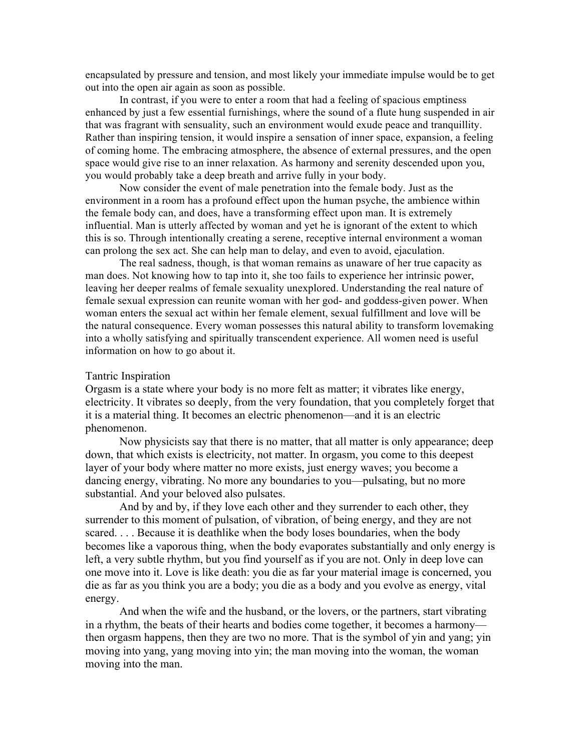encapsulated by pressure and tension, and most likely your immediate impulse would be to get out into the open air again as soon as possible.

In contrast, if you were to enter a room that had a feeling of spacious emptiness enhanced by just a few essential furnishings, where the sound of a flute hung suspended in air that was fragrant with sensuality, such an environment would exude peace and tranquillity. Rather than inspiring tension, it would inspire a sensation of inner space, expansion, a feeling of coming home. The embracing atmosphere, the absence of external pressures, and the open space would give rise to an inner relaxation. As harmony and serenity descended upon you, you would probably take a deep breath and arrive fully in your body.

Now consider the event of male penetration into the female body. Just as the environment in a room has a profound effect upon the human psyche, the ambience within the female body can, and does, have a transforming effect upon man. It is extremely influential. Man is utterly affected by woman and yet he is ignorant of the extent to which this is so. Through intentionally creating a serene, receptive internal environment a woman can prolong the sex act. She can help man to delay, and even to avoid, ejaculation.

The real sadness, though, is that woman remains as unaware of her true capacity as man does. Not knowing how to tap into it, she too fails to experience her intrinsic power, leaving her deeper realms of female sexuality unexplored. Understanding the real nature of female sexual expression can reunite woman with her god- and goddess-given power. When woman enters the sexual act within her female element, sexual fulfillment and love will be the natural consequence. Every woman possesses this natural ability to transform lovemaking into a wholly satisfying and spiritually transcendent experience. All women need is useful information on how to go about it.

## Tantric Inspiration

Orgasm is a state where your body is no more felt as matter; it vibrates like energy, electricity. It vibrates so deeply, from the very foundation, that you completely forget that it is a material thing. It becomes an electric phenomenon—and it is an electric phenomenon.

Now physicists say that there is no matter, that all matter is only appearance; deep down, that which exists is electricity, not matter. In orgasm, you come to this deepest layer of your body where matter no more exists, just energy waves; you become a dancing energy, vibrating. No more any boundaries to you—pulsating, but no more substantial. And your beloved also pulsates.

And by and by, if they love each other and they surrender to each other, they surrender to this moment of pulsation, of vibration, of being energy, and they are not scared. . . . Because it is deathlike when the body loses boundaries, when the body becomes like a vaporous thing, when the body evaporates substantially and only energy is left, a very subtle rhythm, but you find yourself as if you are not. Only in deep love can one move into it. Love is like death: you die as far your material image is concerned, you die as far as you think you are a body; you die as a body and you evolve as energy, vital energy.

And when the wife and the husband, or the lovers, or the partners, start vibrating in a rhythm, the beats of their hearts and bodies come together, it becomes a harmony—then orgasm happens, then they are two no more. That is the symbol of yin and yang; yin moving into yang, yang moving into yin; the man moving into the woman, the woman moving into the man.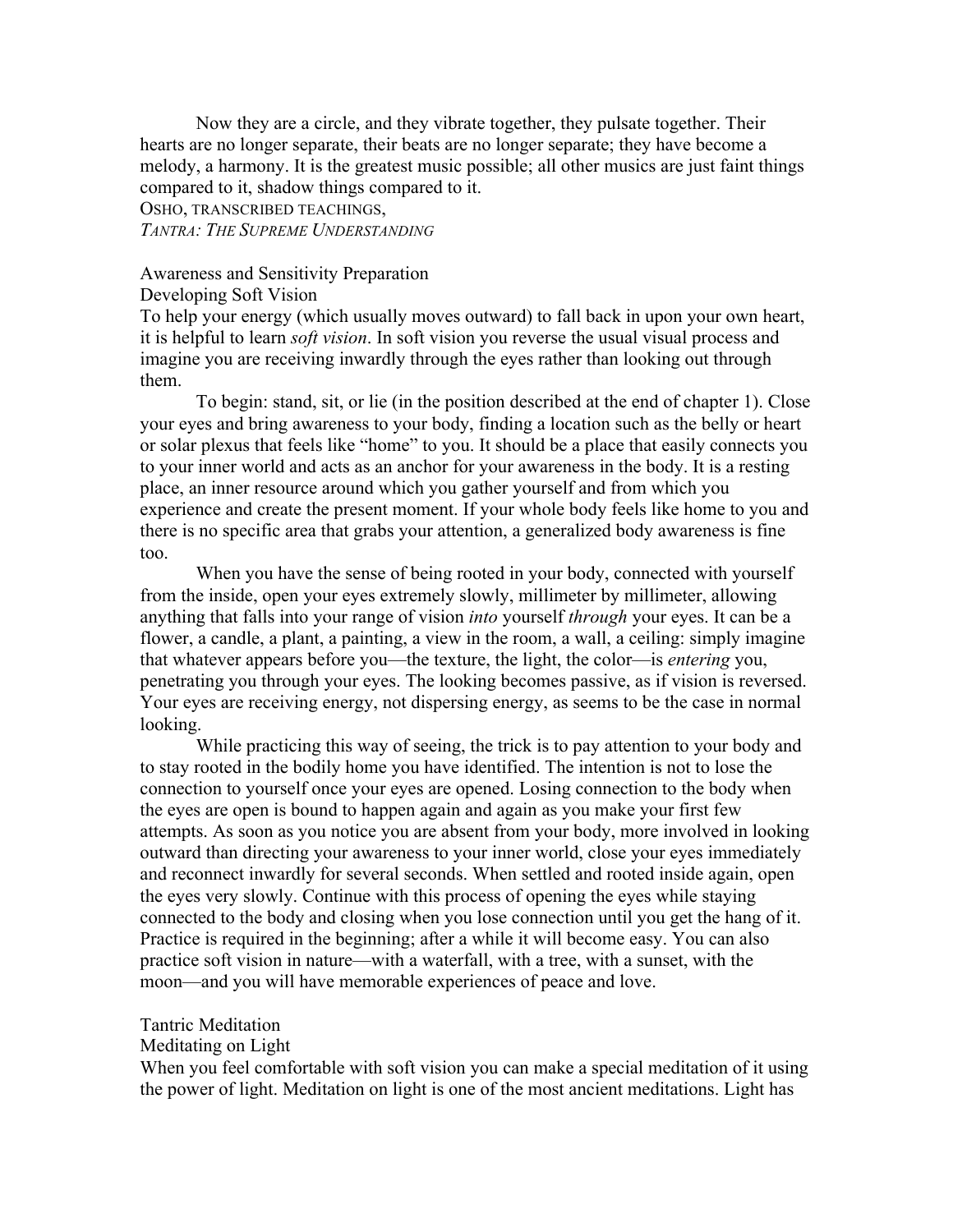Now they are a circle, and they vibrate together, they pulsate together. Their hearts are no longer separate, their beats are no longer separate; they have become a melody, a harmony. It is the greatest music possible; all other musics are just faint things compared to it, shadow things compared to it.

OSHO, TRANSCRIBED TEACHINGS,
*TANTRA: THE SUPREME UNDERSTANDING*

## Awareness and Sensitivity Preparation

### Developing Soft Vision

To help your energy (which usually moves outward) to fall back in upon your own heart, it is helpful to learn *soft vision*. In soft vision you reverse the usual visual process and imagine you are receiving inwardly through the eyes rather than looking out through them.

To begin: stand, sit, or lie (in the position described at the end of chapter 1). Close your eyes and bring awareness to your body, finding a location such as the belly or heart or solar plexus that feels like "home" to you. It should be a place that easily connects you to your inner world and acts as an anchor for your awareness in the body. It is a resting place, an inner resource around which you gather yourself and from which you experience and create the present moment. If your whole body feels like home to you and there is no specific area that grabs your attention, a generalized body awareness is fine too.

When you have the sense of being rooted in your body, connected with yourself from the inside, open your eyes extremely slowly, millimeter by millimeter, allowing anything that falls into your range of vision *into* yourself *through* your eyes. It can be a flower, a candle, a plant, a painting, a view in the room, a wall, a ceiling: simply imagine that whatever appears before you—the texture, the light, the color—is *entering* you, penetrating you through your eyes. The looking becomes passive, as if vision is reversed. Your eyes are receiving energy, not dispersing energy, as seems to be the case in normal looking.

While practicing this way of seeing, the trick is to pay attention to your body and to stay rooted in the bodily home you have identified. The intention is not to lose the connection to yourself once your eyes are opened. Losing connection to the body when the eyes are open is bound to happen again and again as you make your first few attempts. As soon as you notice you are absent from your body, more involved in looking outward than directing your awareness to your inner world, close your eyes immediately and reconnect inwardly for several seconds. When settled and rooted inside again, open the eyes very slowly. Continue with this process of opening the eyes while staying connected to the body and closing when you lose connection until you get the hang of it. Practice is required in the beginning; after a while it will become easy. You can also practice soft vision in nature—with a waterfall, with a tree, with a sunset, with the moon—and you will have memorable experiences of peace and love.

## Tantric Meditation

### Meditating on Light

When you feel comfortable with soft vision you can make a special meditation of it using the power of light. Meditation on light is one of the most ancient meditations. Light has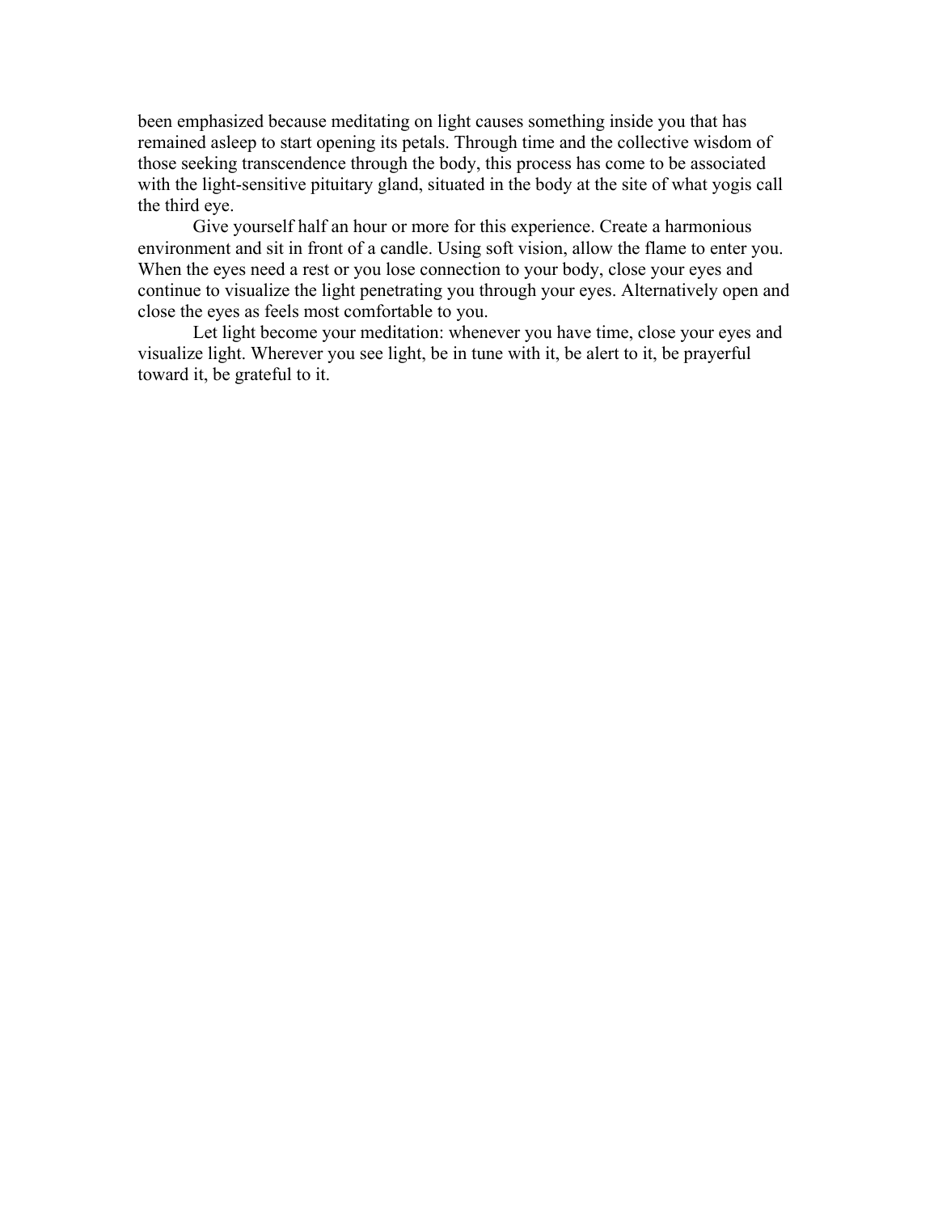been emphasized because meditating on light causes something inside you that has remained asleep to start opening its petals. Through time and the collective wisdom of those seeking transcendence through the body, this process has come to be associated with the light-sensitive pituitary gland, situated in the body at the site of what yogis call the third eye.

Give yourself half an hour or more for this experience. Create a harmonious environment and sit in front of a candle. Using soft vision, allow the flame to enter you. When the eyes need a rest or you lose connection to your body, close your eyes and continue to visualize the light penetrating you through your eyes. Alternatively open and close the eyes as feels most comfortable to you.

Let light become your meditation: whenever you have time, close your eyes and visualize light. Wherever you see light, be in tune with it, be alert to it, be prayerful toward it, be grateful to it.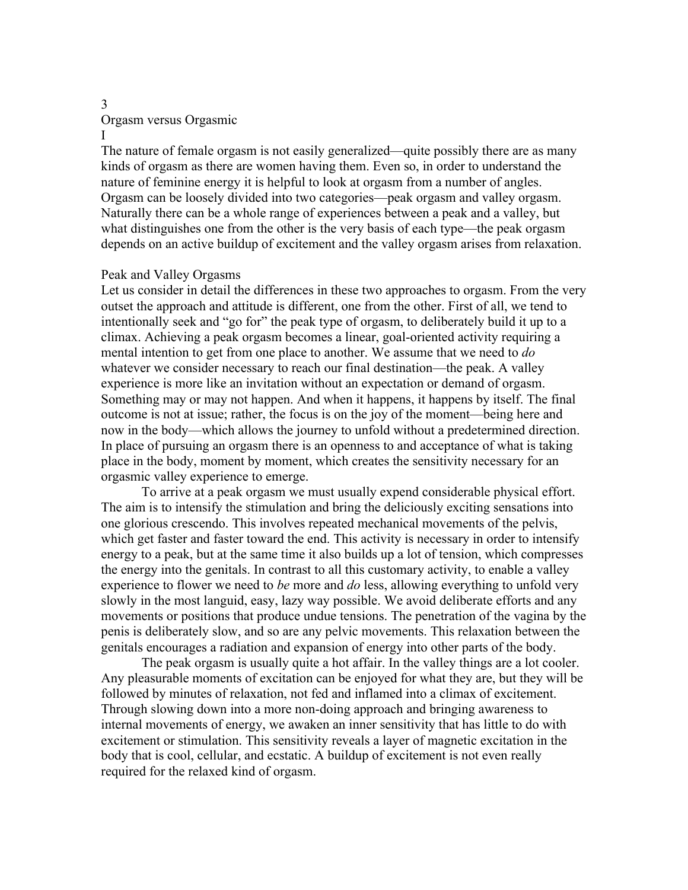# 3

# Orgasm versus Orgasmic

## I

The nature of female orgasm is not easily generalized—quite possibly there are as many kinds of orgasm as there are women having them. Even so, in order to understand the nature of feminine energy it is helpful to look at orgasm from a number of angles. Orgasm can be loosely divided into two categories—peak orgasm and valley orgasm. Naturally there can be a whole range of experiences between a peak and a valley, but what distinguishes one from the other is the very basis of each type—the peak orgasm depends on an active buildup of excitement and the valley orgasm arises from relaxation.

### Peak and Valley Orgasms

Let us consider in detail the differences in these two approaches to orgasm. From the very outset the approach and attitude is different, one from the other. First of all, we tend to intentionally seek and "go for" the peak type of orgasm, to deliberately build it up to a climax. Achieving a peak orgasm becomes a linear, goal-oriented activity requiring a mental intention to get from one place to another. We assume that we need to *do* whatever we consider necessary to reach our final destination—the peak. A valley experience is more like an invitation without an expectation or demand of orgasm. Something may or may not happen. And when it happens, it happens by itself. The final outcome is not at issue; rather, the focus is on the joy of the moment—being here and now in the body—which allows the journey to unfold without a predetermined direction. In place of pursuing an orgasm there is an openness to and acceptance of what is taking place in the body, moment by moment, which creates the sensitivity necessary for an orgasmic valley experience to emerge.

To arrive at a peak orgasm we must usually expend considerable physical effort. The aim is to intensify the stimulation and bring the deliciously exciting sensations into one glorious crescendo. This involves repeated mechanical movements of the pelvis, which get faster and faster toward the end. This activity is necessary in order to intensify energy to a peak, but at the same time it also builds up a lot of tension, which compresses the energy into the genitals. In contrast to all this customary activity, to enable a valley experience to flower we need to *be* more and *do* less, allowing everything to unfold very slowly in the most languid, easy, lazy way possible. We avoid deliberate efforts and any movements or positions that produce undue tensions. The penetration of the vagina by the penis is deliberately slow, and so are any pelvic movements. This relaxation between the genitals encourages a radiation and expansion of energy into other parts of the body.

The peak orgasm is usually quite a hot affair. In the valley things are a lot cooler. Any pleasurable moments of excitation can be enjoyed for what they are, but they will be followed by minutes of relaxation, not fed and inflamed into a climax of excitement. Through slowing down into a more non-doing approach and bringing awareness to internal movements of energy, we awaken an inner sensitivity that has little to do with excitement or stimulation. This sensitivity reveals a layer of magnetic excitation in the body that is cool, cellular, and ecstatic. A buildup of excitement is not even really required for the relaxed kind of orgasm.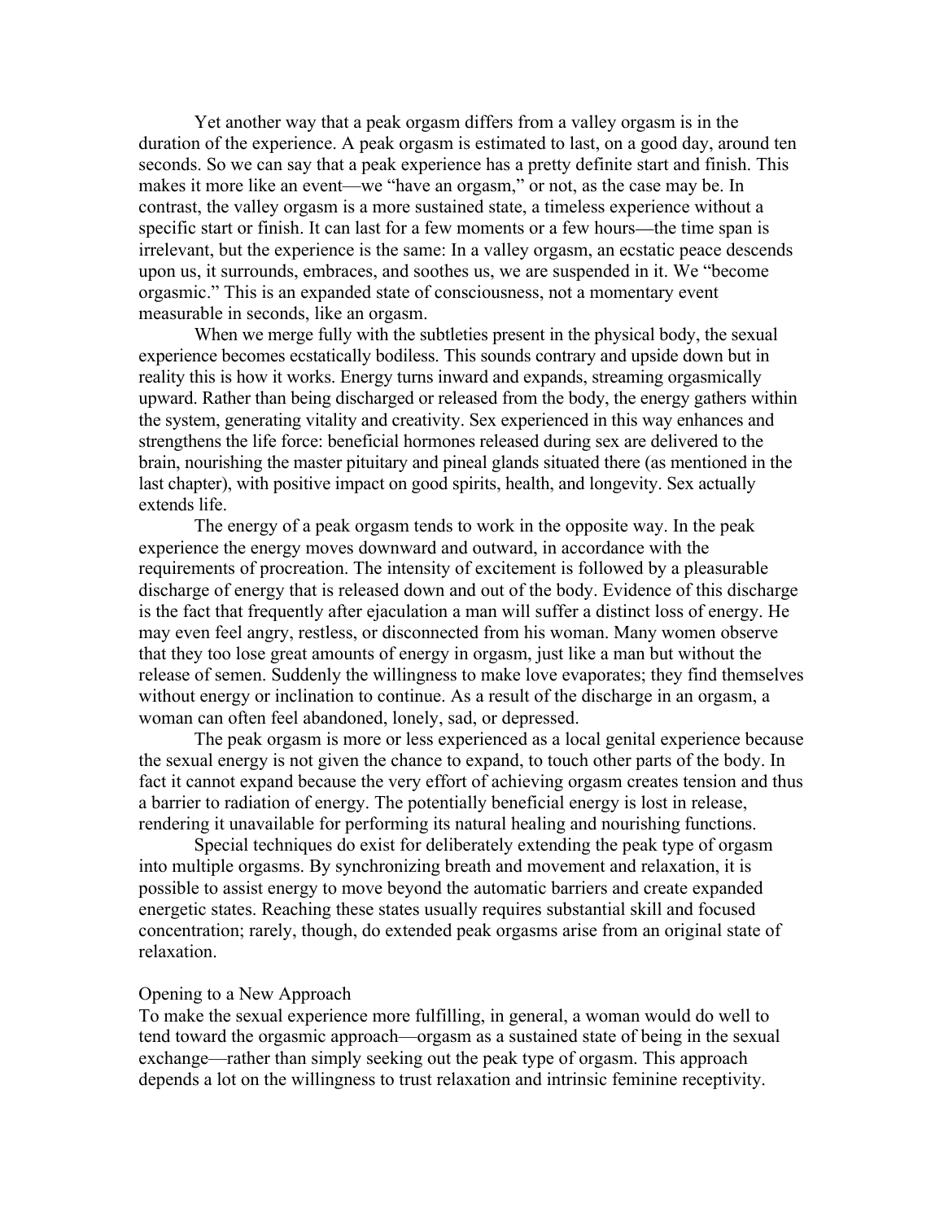Yet another way that a peak orgasm differs from a valley orgasm is in the duration of the experience. A peak orgasm is estimated to last, on a good day, around ten seconds. So we can say that a peak experience has a pretty definite start and finish. This makes it more like an event—we "have an orgasm," or not, as the case may be. In contrast, the valley orgasm is a more sustained state, a timeless experience without a specific start or finish. It can last for a few moments or a few hours—the time span is irrelevant, but the experience is the same: In a valley orgasm, an ecstatic peace descends upon us, it surrounds, embraces, and soothes us, we are suspended in it. We "become orgasmic." This is an expanded state of consciousness, not a momentary event measurable in seconds, like an orgasm.

When we merge fully with the subtleties present in the physical body, the sexual experience becomes ecstatically bodiless. This sounds contrary and upside down but in reality this is how it works. Energy turns inward and expands, streaming orgasmically upward. Rather than being discharged or released from the body, the energy gathers within the system, generating vitality and creativity. Sex experienced in this way enhances and strengthens the life force: beneficial hormones released during sex are delivered to the brain, nourishing the master pituitary and pineal glands situated there (as mentioned in the last chapter), with positive impact on good spirits, health, and longevity. Sex actually extends life.

The energy of a peak orgasm tends to work in the opposite way. In the peak experience the energy moves downward and outward, in accordance with the requirements of procreation. The intensity of excitement is followed by a pleasurable discharge of energy that is released down and out of the body. Evidence of this discharge is the fact that frequently after ejaculation a man will suffer a distinct loss of energy. He may even feel angry, restless, or disconnected from his woman. Many women observe that they too lose great amounts of energy in orgasm, just like a man but without the release of semen. Suddenly the willingness to make love evaporates; they find themselves without energy or inclination to continue. As a result of the discharge in an orgasm, a woman can often feel abandoned, lonely, sad, or depressed.

The peak orgasm is more or less experienced as a local genital experience because the sexual energy is not given the chance to expand, to touch other parts of the body. In fact it cannot expand because the very effort of achieving orgasm creates tension and thus a barrier to radiation of energy. The potentially beneficial energy is lost in release, rendering it unavailable for performing its natural healing and nourishing functions.

Special techniques do exist for deliberately extending the peak type of orgasm into multiple orgasms. By synchronizing breath and movement and relaxation, it is possible to assist energy to move beyond the automatic barriers and create expanded energetic states. Reaching these states usually requires substantial skill and focused concentration; rarely, though, do extended peak orgasms arise from an original state of relaxation.

## Opening to a New Approach

To make the sexual experience more fulfilling, in general, a woman would do well to tend toward the orgasmic approach—orgasm as a sustained state of being in the sexual exchange—rather than simply seeking out the peak type of orgasm. This approach depends a lot on the willingness to trust relaxation and intrinsic feminine receptivity.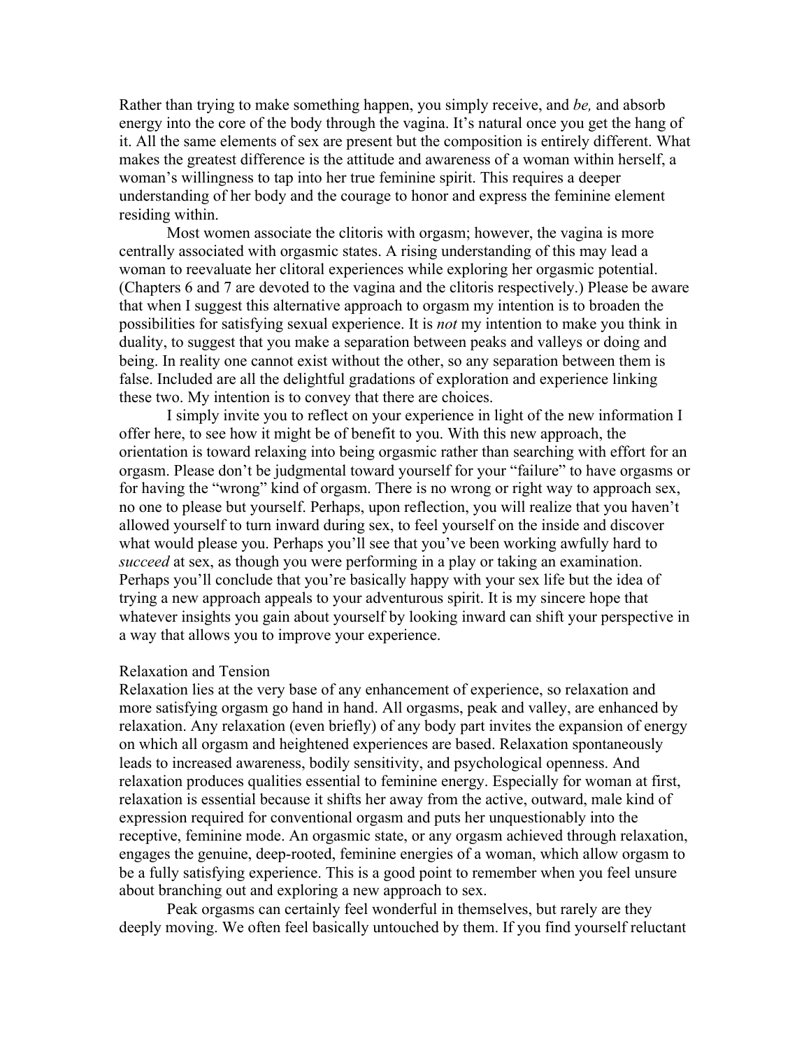Rather than trying to make something happen, you simply receive, and *be,* and absorb energy into the core of the body through the vagina. It's natural once you get the hang of it. All the same elements of sex are present but the composition is entirely different. What makes the greatest difference is the attitude and awareness of a woman within herself, a woman's willingness to tap into her true feminine spirit. This requires a deeper understanding of her body and the courage to honor and express the feminine element residing within.

Most women associate the clitoris with orgasm; however, the vagina is more centrally associated with orgasmic states. A rising understanding of this may lead a woman to reevaluate her clitoral experiences while exploring her orgasmic potential. (Chapters 6 and 7 are devoted to the vagina and the clitoris respectively.) Please be aware that when I suggest this alternative approach to orgasm my intention is to broaden the possibilities for satisfying sexual experience. It is *not* my intention to make you think in duality, to suggest that you make a separation between peaks and valleys or doing and being. In reality one cannot exist without the other, so any separation between them is false. Included are all the delightful gradations of exploration and experience linking these two. My intention is to convey that there are choices.

I simply invite you to reflect on your experience in light of the new information I offer here, to see how it might be of benefit to you. With this new approach, the orientation is toward relaxing into being orgasmic rather than searching with effort for an orgasm. Please don't be judgmental toward yourself for your "failure" to have orgasms or for having the "wrong" kind of orgasm. There is no wrong or right way to approach sex, no one to please but yourself. Perhaps, upon reflection, you will realize that you haven't allowed yourself to turn inward during sex, to feel yourself on the inside and discover what would please you. Perhaps you'll see that you've been working awfully hard to *succeed* at sex, as though you were performing in a play or taking an examination. Perhaps you'll conclude that you're basically happy with your sex life but the idea of trying a new approach appeals to your adventurous spirit. It is my sincere hope that whatever insights you gain about yourself by looking inward can shift your perspective in a way that allows you to improve your experience.

## Relaxation and Tension

Relaxation lies at the very base of any enhancement of experience, so relaxation and more satisfying orgasm go hand in hand. All orgasms, peak and valley, are enhanced by relaxation. Any relaxation (even briefly) of any body part invites the expansion of energy on which all orgasm and heightened experiences are based. Relaxation spontaneously leads to increased awareness, bodily sensitivity, and psychological openness. And relaxation produces qualities essential to feminine energy. Especially for woman at first, relaxation is essential because it shifts her away from the active, outward, male kind of expression required for conventional orgasm and puts her unquestionably into the receptive, feminine mode. An orgasmic state, or any orgasm achieved through relaxation, engages the genuine, deep-rooted, feminine energies of a woman, which allow orgasm to be a fully satisfying experience. This is a good point to remember when you feel unsure about branching out and exploring a new approach to sex.

Peak orgasms can certainly feel wonderful in themselves, but rarely are they deeply moving. We often feel basically untouched by them. If you find yourself reluctant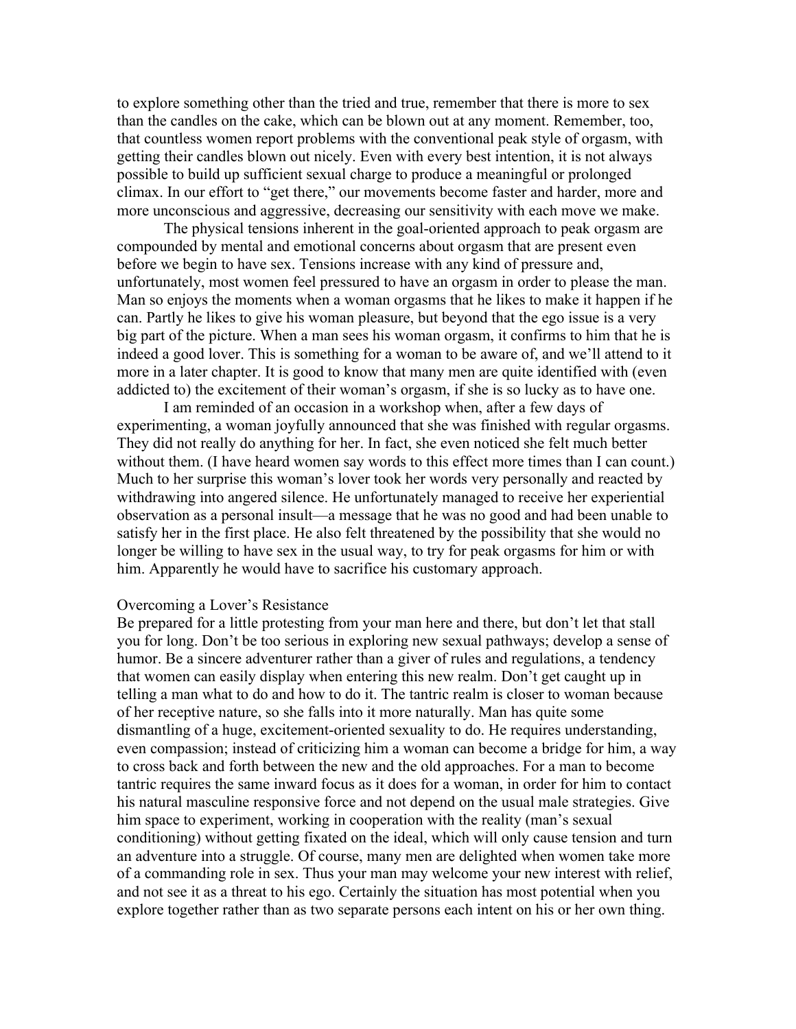to explore something other than the tried and true, remember that there is more to sex than the candles on the cake, which can be blown out at any moment. Remember, too, that countless women report problems with the conventional peak style of orgasm, with getting their candles blown out nicely. Even with every best intention, it is not always possible to build up sufficient sexual charge to produce a meaningful or prolonged climax. In our effort to "get there," our movements become faster and harder, more and more unconscious and aggressive, decreasing our sensitivity with each move we make.

The physical tensions inherent in the goal-oriented approach to peak orgasm are compounded by mental and emotional concerns about orgasm that are present even before we begin to have sex. Tensions increase with any kind of pressure and, unfortunately, most women feel pressured to have an orgasm in order to please the man. Man so enjoys the moments when a woman orgasms that he likes to make it happen if he can. Partly he likes to give his woman pleasure, but beyond that the ego issue is a very big part of the picture. When a man sees his woman orgasm, it confirms to him that he is indeed a good lover. This is something for a woman to be aware of, and we'll attend to it more in a later chapter. It is good to know that many men are quite identified with (even addicted to) the excitement of their woman's orgasm, if she is so lucky as to have one.

I am reminded of an occasion in a workshop when, after a few days of experimenting, a woman joyfully announced that she was finished with regular orgasms. They did not really do anything for her. In fact, she even noticed she felt much better without them. (I have heard women say words to this effect more times than I can count.) Much to her surprise this woman's lover took her words very personally and reacted by withdrawing into angered silence. He unfortunately managed to receive her experiential observation as a personal insult—a message that he was no good and had been unable to satisfy her in the first place. He also felt threatened by the possibility that she would no longer be willing to have sex in the usual way, to try for peak orgasms for him or with him. Apparently he would have to sacrifice his customary approach.

### Overcoming a Lover's Resistance

Be prepared for a little protesting from your man here and there, but don't let that stall you for long. Don't be too serious in exploring new sexual pathways; develop a sense of humor. Be a sincere adventurer rather than a giver of rules and regulations, a tendency that women can easily display when entering this new realm. Don't get caught up in telling a man what to do and how to do it. The tantric realm is closer to woman because of her receptive nature, so she falls into it more naturally. Man has quite some dismantling of a huge, excitement-oriented sexuality to do. He requires understanding, even compassion; instead of criticizing him a woman can become a bridge for him, a way to cross back and forth between the new and the old approaches. For a man to become tantric requires the same inward focus as it does for a woman, in order for him to contact his natural masculine responsive force and not depend on the usual male strategies. Give him space to experiment, working in cooperation with the reality (man's sexual conditioning) without getting fixated on the ideal, which will only cause tension and turn an adventure into a struggle. Of course, many men are delighted when women take more of a commanding role in sex. Thus your man may welcome your new interest with relief, and not see it as a threat to his ego. Certainly the situation has most potential when you explore together rather than as two separate persons each intent on his or her own thing.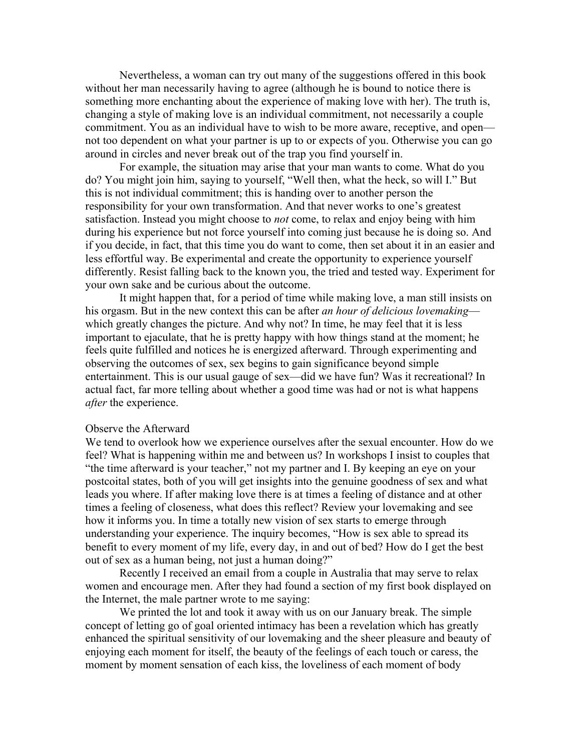Nevertheless, a woman can try out many of the suggestions offered in this book without her man necessarily having to agree (although he is bound to notice there is something more enchanting about the experience of making love with her). The truth is, changing a style of making love is an individual commitment, not necessarily a couple commitment. You as an individual have to wish to be more aware, receptive, and open—not too dependent on what your partner is up to or expects of you. Otherwise you can go around in circles and never break out of the trap you find yourself in.

For example, the situation may arise that your man wants to come. What do you do? You might join him, saying to yourself, "Well then, what the heck, so will I." But this is not individual commitment; this is handing over to another person the responsibility for your own transformation. And that never works to one's greatest satisfaction. Instead you might choose to *not* come, to relax and enjoy being with him during his experience but not force yourself into coming just because he is doing so. And if you decide, in fact, that this time you do want to come, then set about it in an easier and less effortful way. Be experimental and create the opportunity to experience yourself differently. Resist falling back to the known you, the tried and tested way. Experiment for your own sake and be curious about the outcome.

It might happen that, for a period of time while making love, a man still insists on his orgasm. But in the new context this can be after *an hour of delicious lovemaking*—which greatly changes the picture. And why not? In time, he may feel that it is less important to ejaculate, that he is pretty happy with how things stand at the moment; he feels quite fulfilled and notices he is energized afterward. Through experimenting and observing the outcomes of sex, sex begins to gain significance beyond simple entertainment. This is our usual gauge of sex—did we have fun? Was it recreational? In actual fact, far more telling about whether a good time was had or not is what happens *after* the experience.

## Observe the Afterward

We tend to overlook how we experience ourselves after the sexual encounter. How do we feel? What is happening within me and between us? In workshops I insist to couples that "the time afterward is your teacher," not my partner and I. By keeping an eye on your postcoital states, both of you will get insights into the genuine goodness of sex and what leads you where. If after making love there is at times a feeling of distance and at other times a feeling of closeness, what does this reflect? Review your lovemaking and see how it informs you. In time a totally new vision of sex starts to emerge through understanding your experience. The inquiry becomes, "How is sex able to spread its benefit to every moment of my life, every day, in and out of bed? How do I get the best out of sex as a human being, not just a human doing?"

Recently I received an email from a couple in Australia that may serve to relax women and encourage men. After they had found a section of my first book displayed on the Internet, the male partner wrote to me saying:

We printed the lot and took it away with us on our January break. The simple concept of letting go of goal oriented intimacy has been a revelation which has greatly enhanced the spiritual sensitivity of our lovemaking and the sheer pleasure and beauty of enjoying each moment for itself, the beauty of the feelings of each touch or caress, the moment by moment sensation of each kiss, the loveliness of each moment of body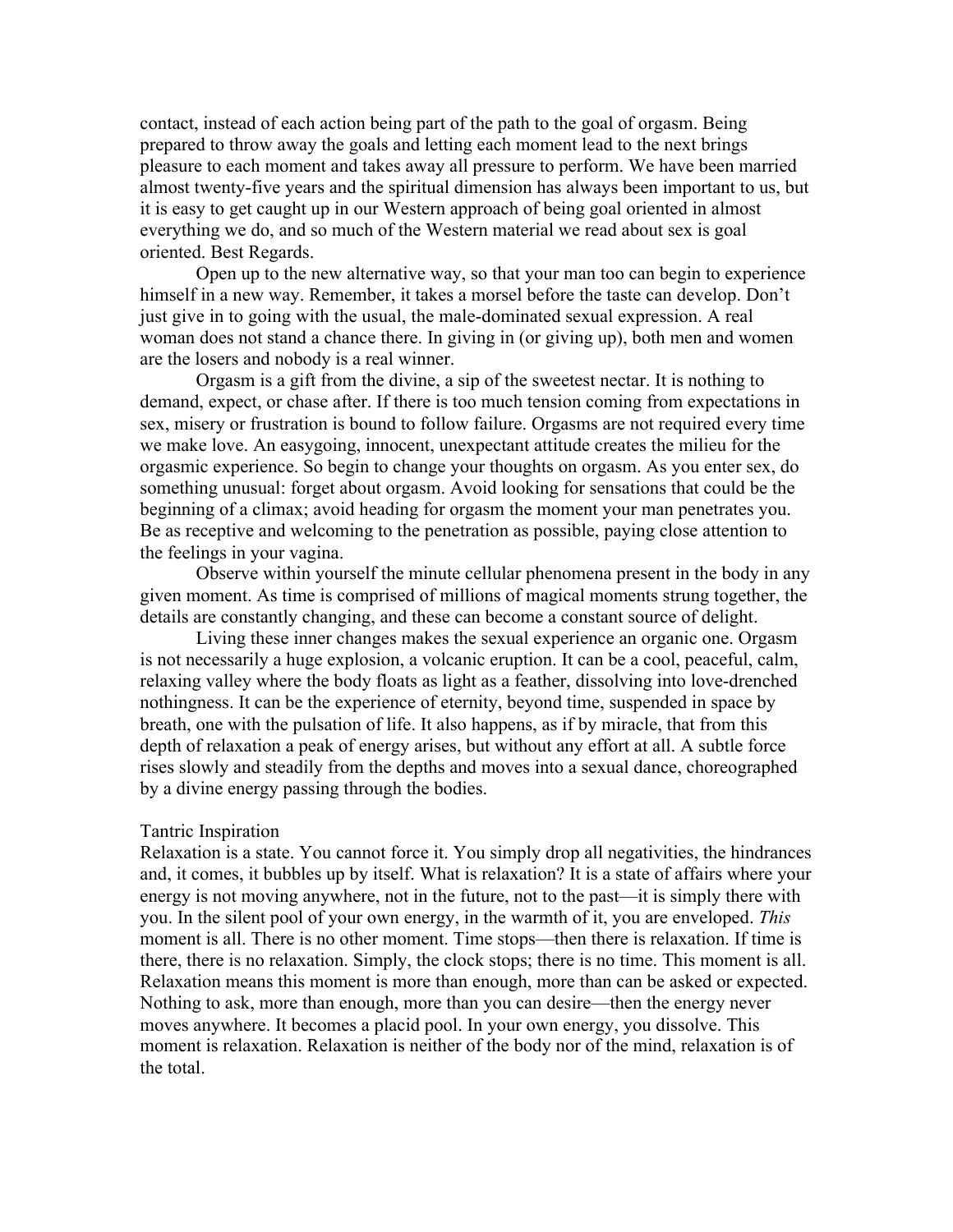contact, instead of each action being part of the path to the goal of orgasm. Being prepared to throw away the goals and letting each moment lead to the next brings pleasure to each moment and takes away all pressure to perform. We have been married almost twenty-five years and the spiritual dimension has always been important to us, but it is easy to get caught up in our Western approach of being goal oriented in almost everything we do, and so much of the Western material we read about sex is goal oriented. Best Regards.

Open up to the new alternative way, so that your man too can begin to experience himself in a new way. Remember, it takes a morsel before the taste can develop. Don't just give in to going with the usual, the male-dominated sexual expression. A real woman does not stand a chance there. In giving in (or giving up), both men and women are the losers and nobody is a real winner.

Orgasm is a gift from the divine, a sip of the sweetest nectar. It is nothing to demand, expect, or chase after. If there is too much tension coming from expectations in sex, misery or frustration is bound to follow failure. Orgasms are not required every time we make love. An easygoing, innocent, unexpectant attitude creates the milieu for the orgasmic experience. So begin to change your thoughts on orgasm. As you enter sex, do something unusual: forget about orgasm. Avoid looking for sensations that could be the beginning of a climax; avoid heading for orgasm the moment your man penetrates you. Be as receptive and welcoming to the penetration as possible, paying close attention to the feelings in your vagina.

Observe within yourself the minute cellular phenomena present in the body in any given moment. As time is comprised of millions of magical moments strung together, the details are constantly changing, and these can become a constant source of delight.

Living these inner changes makes the sexual experience an organic one. Orgasm is not necessarily a huge explosion, a volcanic eruption. It can be a cool, peaceful, calm, relaxing valley where the body floats as light as a feather, dissolving into love-drenched nothingness. It can be the experience of eternity, beyond time, suspended in space by breath, one with the pulsation of life. It also happens, as if by miracle, that from this depth of relaxation a peak of energy arises, but without any effort at all. A subtle force rises slowly and steadily from the depths and moves into a sexual dance, choreographed by a divine energy passing through the bodies.

## Tantric Inspiration

Relaxation is a state. You cannot force it. You simply drop all negativities, the hindrances and, it comes, it bubbles up by itself. What is relaxation? It is a state of affairs where your energy is not moving anywhere, not in the future, not to the past—it is simply there with you. In the silent pool of your own energy, in the warmth of it, you are enveloped. *This* moment is all. There is no other moment. Time stops—then there is relaxation. If time is there, there is no relaxation. Simply, the clock stops; there is no time. This moment is all. Relaxation means this moment is more than enough, more than can be asked or expected. Nothing to ask, more than enough, more than you can desire—then the energy never moves anywhere. It becomes a placid pool. In your own energy, you dissolve. This moment is relaxation. Relaxation is neither of the body nor of the mind, relaxation is of the total.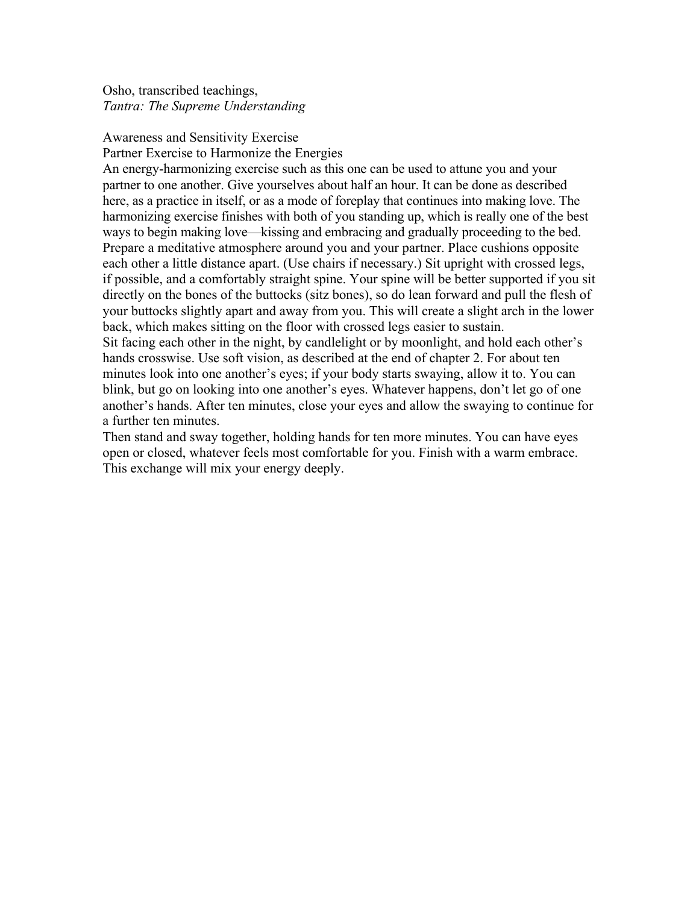Osho, transcribed teachings,
*Tantra: The Supreme Understanding*

Awareness and Sensitivity Exercise

Partner Exercise to Harmonize the Energies

An energy-harmonizing exercise such as this one can be used to attune you and your partner to one another. Give yourselves about half an hour. It can be done as described here, as a practice in itself, or as a mode of foreplay that continues into making love. The harmonizing exercise finishes with both of you standing up, which is really one of the best ways to begin making love—kissing and embracing and gradually proceeding to the bed. Prepare a meditative atmosphere around you and your partner. Place cushions opposite each other a little distance apart. (Use chairs if necessary.) Sit upright with crossed legs, if possible, and a comfortably straight spine. Your spine will be better supported if you sit directly on the bones of the buttocks (sitz bones), so do lean forward and pull the flesh of your buttocks slightly apart and away from you. This will create a slight arch in the lower back, which makes sitting on the floor with crossed legs easier to sustain.

Sit facing each other in the night, by candlelight or by moonlight, and hold each other's hands crosswise. Use soft vision, as described at the end of chapter 2. For about ten minutes look into one another's eyes; if your body starts swaying, allow it to. You can blink, but go on looking into one another's eyes. Whatever happens, don't let go of one another's hands. After ten minutes, close your eyes and allow the swaying to continue for a further ten minutes.

Then stand and sway together, holding hands for ten more minutes. You can have eyes open or closed, whatever feels most comfortable for you. Finish with a warm embrace. This exchange will mix your energy deeply.